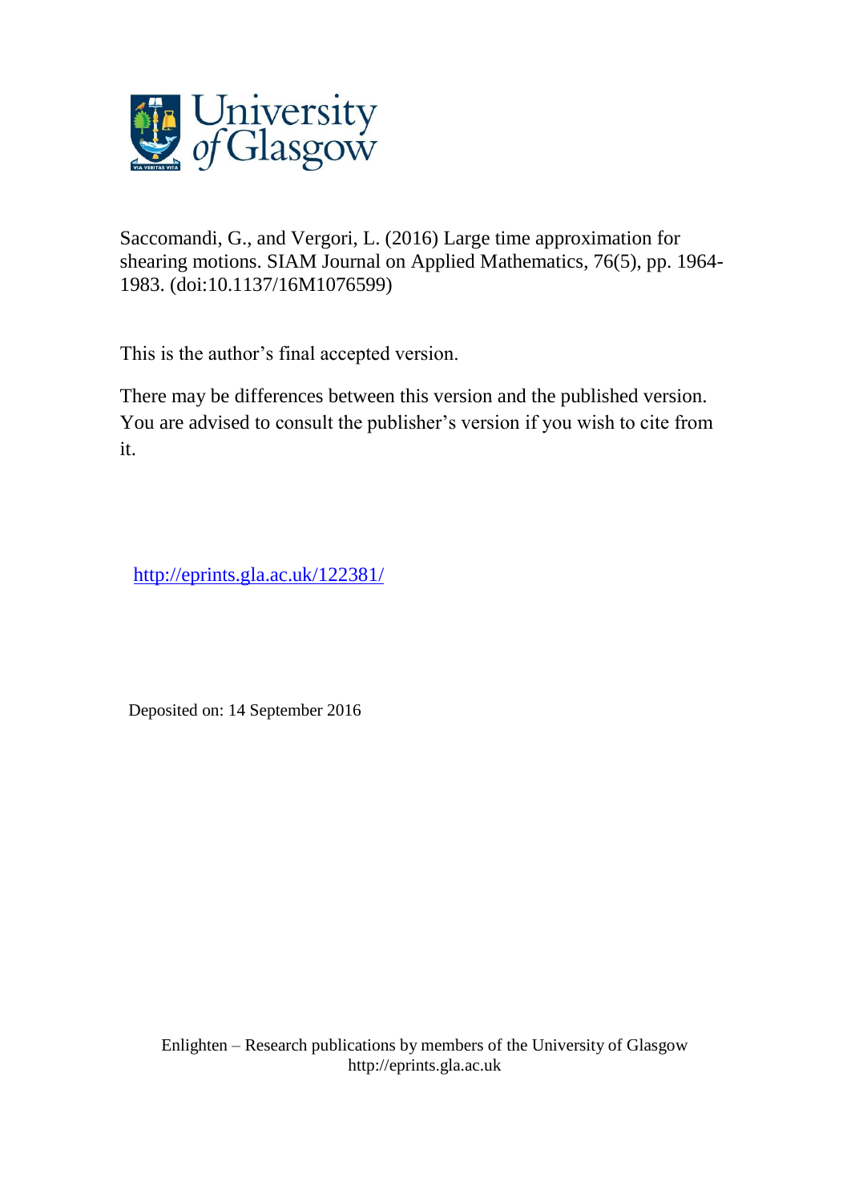Saccomandi, G., and Vergori, L. (2016) Large time approximation for shearing motions. SIAM Journal on Applied Mathematics, 76(5), pp. 1964-1983. (doi:10.1137/16M1076599)

This is the author's final accepted version.

There may be differences between this version and the published version. You are advised to consult the publisher's version if you wish to cite from it.

http://eprints.gla.ac.uk/122381/

Deposited on: 14 September 2016

Enlighten – Research publications by members of the University of Glasgow
http://eprints.gla.ac.uk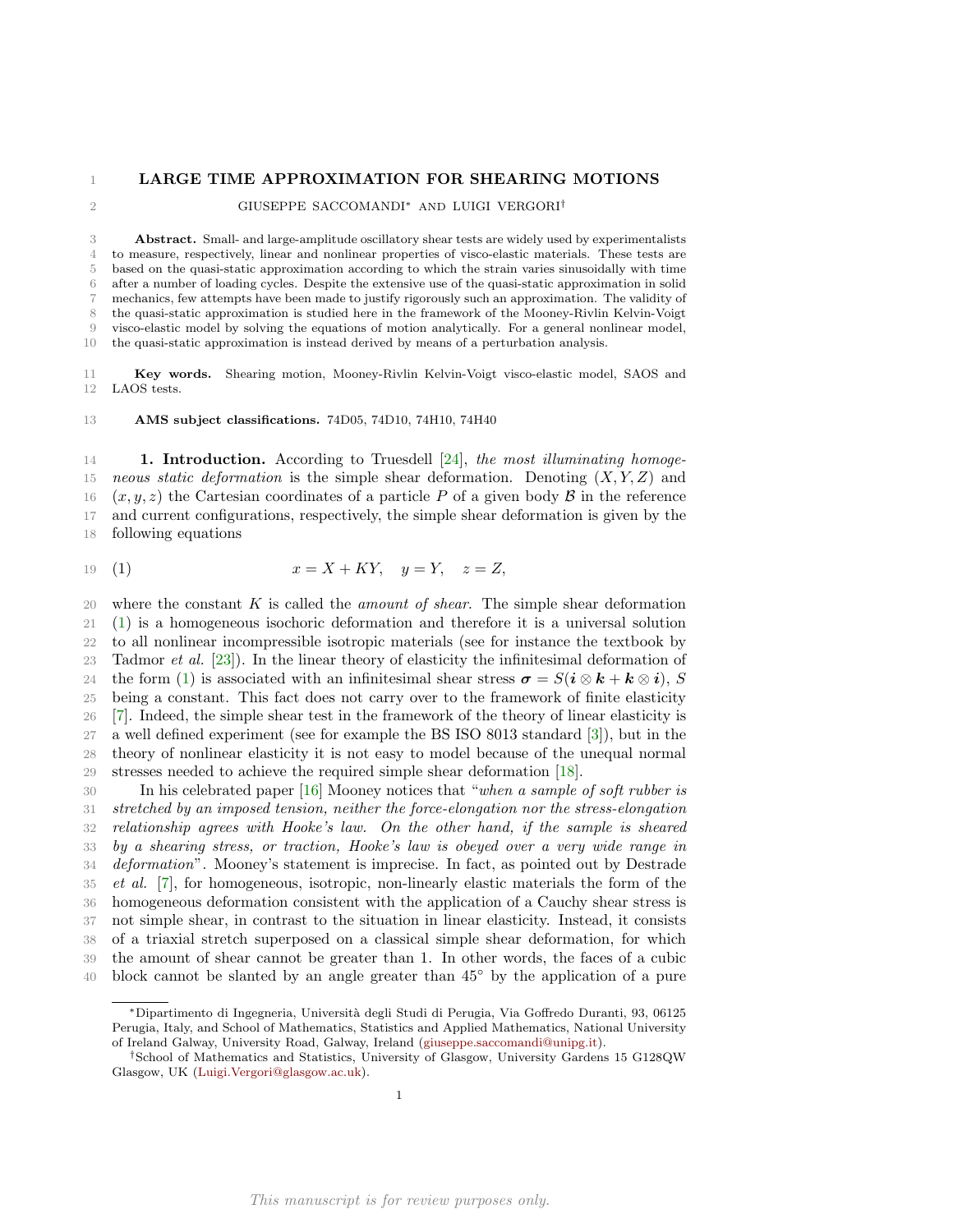# LARGE TIME APPROXIMATION FOR SHEARING MOTIONS

GIUSEPPE SACCOMANDI* AND LUIGI VERGORI†

**Abstract.** Small- and large-amplitude oscillatory shear tests are widely used by experimentalists to measure, respectively, linear and nonlinear properties of visco-elastic materials. These tests are based on the quasi-static approximation according to which the strain varies sinusoidally with time after a number of loading cycles. Despite the extensive use of the quasi-static approximation in solid mechanics, few attempts have been made to justify rigorously such an approximation. The validity of the quasi-static approximation is studied here in the framework of the Mooney-Rivlin Kelvin-Voigt visco-elastic model by solving the equations of motion analytically. For a general nonlinear model, the quasi-static approximation is instead derived by means of a perturbation analysis.

**Key words.** Shearing motion, Mooney-Rivlin Kelvin-Voigt visco-elastic model, SAOS and LAOS tests.

**AMS subject classifications.** 74D05, 74D10, 74H10, 74H40

## 1. Introduction.

According to Truesdell [24], *the most illuminating homogeneous static deformation* is the simple shear deformation. Denoting $(X, Y, Z)$ and $(x, y, z)$ the Cartesian coordinates of a particle $P$ of a given body $\mathcal{B}$ in the reference and current configurations, respectively, the simple shear deformation is given by the following equations

$$x = X + KY, \quad y = Y, \quad z = Z, \tag{1}$$

where the constant $K$ is called the *amount of shear*. The simple shear deformation (1) is a homogeneous isochoric deformation and therefore it is a universal solution to all nonlinear incompressible isotropic materials (see for instance the textbook by Tadmor *et al.* [23]). In the linear theory of elasticity the infinitesimal deformation of the form (1) is associated with an infinitesimal shear stress $\boldsymbol{\sigma} = S(\boldsymbol{i} \otimes \boldsymbol{k} + \boldsymbol{k} \otimes \boldsymbol{i})$, $S$ being a constant. This fact does not carry over to the framework of finite elasticity [7]. Indeed, the simple shear test in the framework of the theory of linear elasticity is a well defined experiment (see for example the BS ISO 8013 standard [3]), but in the theory of nonlinear elasticity it is not easy to model because of the unequal normal stresses needed to achieve the required simple shear deformation [18].

In his celebrated paper [16] Mooney notices that "*when a sample of soft rubber is stretched by an imposed tension, neither the force-elongation nor the stress-elongation relationship agrees with Hooke's law. On the other hand, if the sample is sheared by a shearing stress, or traction, Hooke's law is obeyed over a very wide range in deformation*". Mooney's statement is imprecise. In fact, as pointed out by Destrade *et al.* [7], for homogeneous, isotropic, non-linearly elastic materials the form of the homogeneous deformation consistent with the application of a Cauchy shear stress is not simple shear, in contrast to the situation in linear elasticity. Instead, it consists of a triaxial stretch superposed on a classical simple shear deformation, for which the amount of shear cannot be greater than 1. In other words, the faces of a cubic block cannot be slanted by an angle greater than 45° by the application of a pure

*Dipartimento di Ingegneria, Università degli Studi di Perugia, Via Goffredo Duranti, 93, 06125 Perugia, Italy, and School of Mathematics, Statistics and Applied Mathematics, National University of Ireland Galway, University Road, Galway, Ireland (giuseppe.saccomandi@unipg.it).

†School of Mathematics and Statistics, University of Glasgow, University Gardens 15 G128QW Glasgow, UK (Luigi.Vergori@glasgow.ac.uk).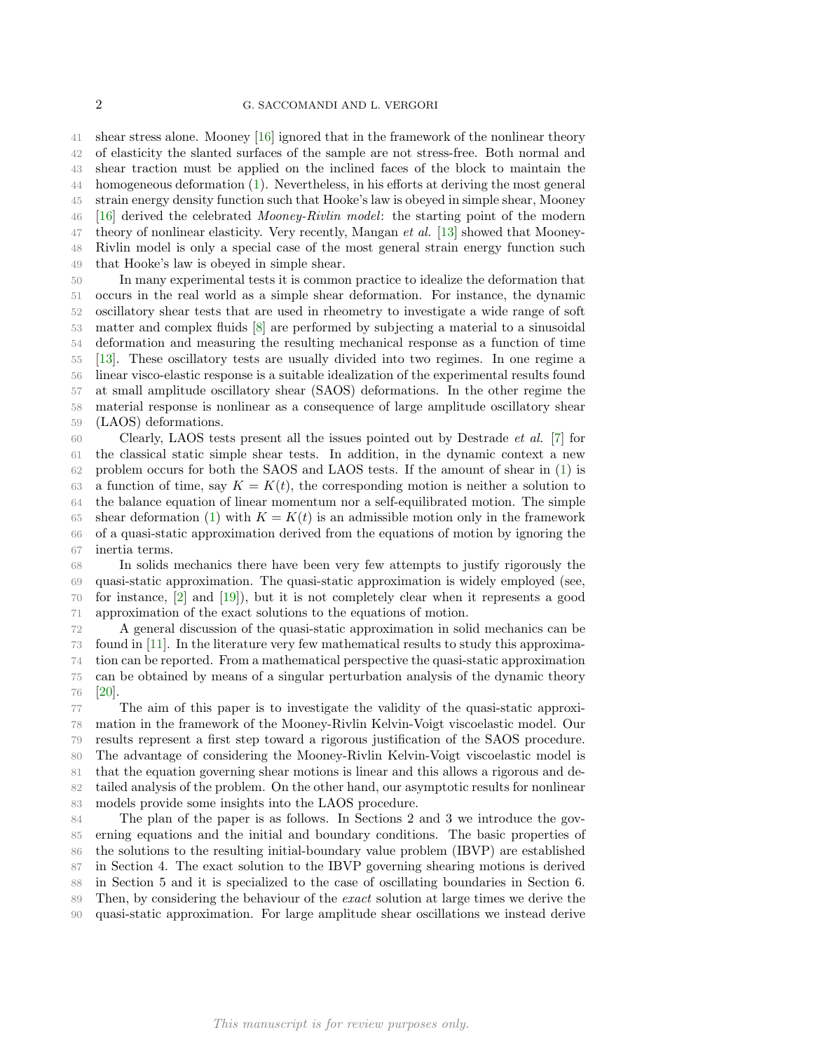shear stress alone. Mooney [16] ignored that in the framework of the nonlinear theory of elasticity the slanted surfaces of the sample are not stress-free. Both normal and shear traction must be applied on the inclined faces of the block to maintain the homogeneous deformation (1). Nevertheless, in his efforts at deriving the most general strain energy density function such that Hooke's law is obeyed in simple shear, Mooney [16] derived the celebrated *Mooney-Rivlin model*: the starting point of the modern theory of nonlinear elasticity. Very recently, Mangan *et al.* [13] showed that Mooney-Rivlin model is only a special case of the most general strain energy function such that Hooke's law is obeyed in simple shear.

In many experimental tests it is common practice to idealize the deformation that occurs in the real world as a simple shear deformation. For instance, the dynamic oscillatory shear tests that are used in rheometry to investigate a wide range of soft matter and complex fluids [8] are performed by subjecting a material to a sinusoidal deformation and measuring the resulting mechanical response as a function of time [13]. These oscillatory tests are usually divided into two regimes. In one regime a linear visco-elastic response is a suitable idealization of the experimental results found at small amplitude oscillatory shear (SAOS) deformations. In the other regime the material response is nonlinear as a consequence of large amplitude oscillatory shear (LAOS) deformations.

Clearly, LAOS tests present all the issues pointed out by Destrade *et al.* [7] for the classical static simple shear tests. In addition, in the dynamic context a new problem occurs for both the SAOS and LAOS tests. If the amount of shear in (1) is a function of time, say $K = K(t)$, the corresponding motion is neither a solution to the balance equation of linear momentum nor a self-equilibrated motion. The simple shear deformation (1) with $K = K(t)$ is an admissible motion only in the framework of a quasi-static approximation derived from the equations of motion by ignoring the inertia terms.

In solids mechanics there have been very few attempts to justify rigorously the quasi-static approximation. The quasi-static approximation is widely employed (see, for instance, [2] and [19]), but it is not completely clear when it represents a good approximation of the exact solutions to the equations of motion.

A general discussion of the quasi-static approximation in solid mechanics can be found in [11]. In the literature very few mathematical results to study this approximation can be reported. From a mathematical perspective the quasi-static approximation can be obtained by means of a singular perturbation analysis of the dynamic theory [20].

The aim of this paper is to investigate the validity of the quasi-static approximation in the framework of the Mooney-Rivlin Kelvin-Voigt viscoelastic model. Our results represent a first step toward a rigorous justification of the SAOS procedure. The advantage of considering the Mooney-Rivlin Kelvin-Voigt viscoelastic model is that the equation governing shear motions is linear and this allows a rigorous and detailed analysis of the problem. On the other hand, our asymptotic results for nonlinear models provide some insights into the LAOS procedure.

The plan of the paper is as follows. In Sections 2 and 3 we introduce the governing equations and the initial and boundary conditions. The basic properties of the solutions to the resulting initial-boundary value problem (IBVP) are established in Section 4. The exact solution to the IBVP governing shearing motions is derived in Section 5 and it is specialized to the case of oscillating boundaries in Section 6. Then, by considering the behaviour of the *exact* solution at large times we derive the quasi-static approximation. For large amplitude shear oscillations we instead derive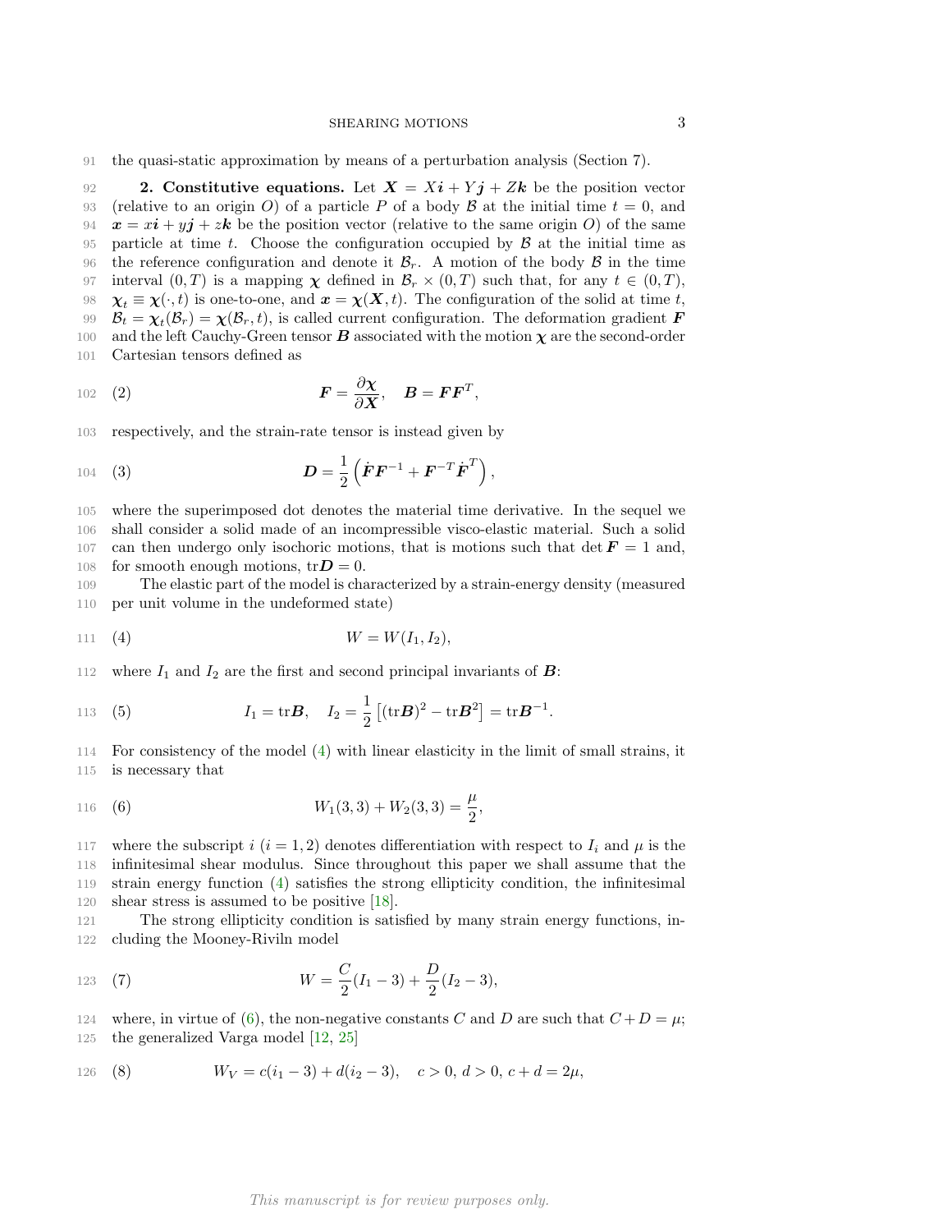the quasi-static approximation by means of a perturbation analysis (Section 7).

**2. Constitutive equations.** Let $\boldsymbol{X} = X\boldsymbol{i} + Y\boldsymbol{j} + Z\boldsymbol{k}$ be the position vector (relative to an origin $O$) of a particle $P$ of a body $\mathcal{B}$ at the initial time $t = 0$, and $\boldsymbol{x} = x\boldsymbol{i} + y\boldsymbol{j} + z\boldsymbol{k}$ be the position vector (relative to the same origin $O$) of the same particle at time $t$. Choose the configuration occupied by $\mathcal{B}$ at the initial time as the reference configuration and denote it $\mathcal{B}_r$. A motion of the body $\mathcal{B}$ in the time interval $(0, T)$ is a mapping $\boldsymbol{\chi}$ defined in $\mathcal{B}_r \times (0, T)$ such that, for any $t \in (0, T)$, $\boldsymbol{\chi}_t \equiv \boldsymbol{\chi}(\cdot, t)$ is one-to-one, and $\boldsymbol{x} = \boldsymbol{\chi}(\boldsymbol{X}, t)$. The configuration of the solid at time $t$, $\mathcal{B}_t = \boldsymbol{\chi}_t(\mathcal{B}_r) = \boldsymbol{\chi}(\mathcal{B}_r, t)$, is called current configuration. The deformation gradient $\boldsymbol{F}$ and the left Cauchy-Green tensor $\boldsymbol{B}$ associated with the motion $\boldsymbol{\chi}$ are the second-order Cartesian tensors defined as

$$\boldsymbol{F} = \frac{\partial \boldsymbol{\chi}}{\partial \boldsymbol{X}}, \quad \boldsymbol{B} = \boldsymbol{F}\boldsymbol{F}^T, \tag{2}$$

respectively, and the strain-rate tensor is instead given by

$$\boldsymbol{D} = \frac{1}{2}\left(\dot{\boldsymbol{F}}\boldsymbol{F}^{-1} + \boldsymbol{F}^{-T}\dot{\boldsymbol{F}}^T\right), \tag{3}$$

where the superimposed dot denotes the material time derivative. In the sequel we shall consider a solid made of an incompressible visco-elastic material. Such a solid can then undergo only isochoric motions, that is motions such that $\det \boldsymbol{F} = 1$ and, for smooth enough motions, $\mathrm{tr}\boldsymbol{D} = 0$.

The elastic part of the model is characterized by a strain-energy density (measured per unit volume in the undeformed state)

$$W = W(I_1, I_2), \tag{4}$$

where $I_1$ and $I_2$ are the first and second principal invariants of $\boldsymbol{B}$:

$$I_1 = \mathrm{tr}\boldsymbol{B}, \quad I_2 = \frac{1}{2}\left[(\mathrm{tr}\boldsymbol{B})^2 - \mathrm{tr}\boldsymbol{B}^2\right] = \mathrm{tr}\boldsymbol{B}^{-1}. \tag{5}$$

For consistency of the model (4) with linear elasticity in the limit of small strains, it is necessary that

$$W_1(3,3) + W_2(3,3) = \frac{\mu}{2}, \tag{6}$$

where the subscript $i$ ($i = 1, 2$) denotes differentiation with respect to $I_i$ and $\mu$ is the infinitesimal shear modulus. Since throughout this paper we shall assume that the strain energy function (4) satisfies the strong ellipticity condition, the infinitesimal shear stress is assumed to be positive [18].

The strong ellipticity condition is satisfied by many strain energy functions, including the Mooney-Rivil n model

$$W = \frac{C}{2}(I_1 - 3) + \frac{D}{2}(I_2 - 3), \tag{7}$$

where, in virtue of (6), the non-negative constants $C$ and $D$ are such that $C + D = \mu$; the generalized Varga model [12, 25]

$$W_V = c(i_1 - 3) + d(i_2 - 3), \quad c > 0,\ d > 0,\ c + d = 2\mu, \tag{8}$$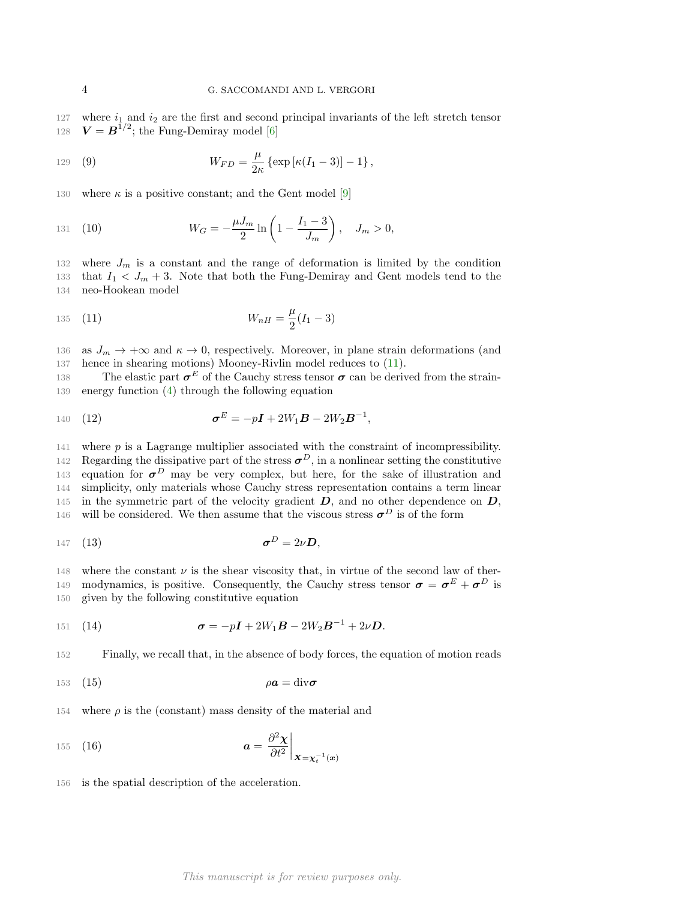where $i_1$ and $i_2$ are the first and second principal invariants of the left stretch tensor $\boldsymbol{V} = \boldsymbol{B}^{1/2}$; the Fung-Demiray model [6]

$$W_{FD} = \frac{\mu}{2\kappa}\left\{\exp\left[\kappa(I_1 - 3)\right] - 1\right\}, \tag{9}$$

where $\kappa$ is a positive constant; and the Gent model [9]

$$W_G = -\frac{\mu J_m}{2}\ln\left(1 - \frac{I_1 - 3}{J_m}\right), \quad J_m > 0, \tag{10}$$

where $J_m$ is a constant and the range of deformation is limited by the condition that $I_1 < J_m + 3$. Note that both the Fung-Demiray and Gent models tend to the neo-Hookean model

$$W_{nH} = \frac{\mu}{2}(I_1 - 3) \tag{11}$$

as $J_m \to +\infty$ and $\kappa \to 0$, respectively. Moreover, in plane strain deformations (and hence in shearing motions) Mooney-Rivlin model reduces to (11).

The elastic part $\boldsymbol{\sigma}^E$ of the Cauchy stress tensor $\boldsymbol{\sigma}$ can be derived from the strain-energy function (4) through the following equation

$$\boldsymbol{\sigma}^E = -p\boldsymbol{I} + 2W_1\boldsymbol{B} - 2W_2\boldsymbol{B}^{-1}, \tag{12}$$

where $p$ is a Lagrange multiplier associated with the constraint of incompressibility. Regarding the dissipative part of the stress $\boldsymbol{\sigma}^D$, in a nonlinear setting the constitutive equation for $\boldsymbol{\sigma}^D$ may be very complex, but here, for the sake of illustration and simplicity, only materials whose Cauchy stress representation contains a term linear in the symmetric part of the velocity gradient $\boldsymbol{D}$, and no other dependence on $\boldsymbol{D}$, will be considered. We then assume that the viscous stress $\boldsymbol{\sigma}^D$ is of the form

$$\boldsymbol{\sigma}^D = 2\nu\boldsymbol{D}, \tag{13}$$

where the constant $\nu$ is the shear viscosity that, in virtue of the second law of thermodynamics, is positive. Consequently, the Cauchy stress tensor $\boldsymbol{\sigma} = \boldsymbol{\sigma}^E + \boldsymbol{\sigma}^D$ is given by the following constitutive equation

$$\boldsymbol{\sigma} = -p\boldsymbol{I} + 2W_1\boldsymbol{B} - 2W_2\boldsymbol{B}^{-1} + 2\nu\boldsymbol{D}. \tag{14}$$

Finally, we recall that, in the absence of body forces, the equation of motion reads

$$\rho\boldsymbol{a} = \operatorname{div}\boldsymbol{\sigma} \tag{15}$$

where $\rho$ is the (constant) mass density of the material and

$$\boldsymbol{a} = \left.\frac{\partial^2\boldsymbol{\chi}}{\partial t^2}\right|_{\boldsymbol{X}=\boldsymbol{\chi}_t^{-1}(\boldsymbol{x})} \tag{16}$$

is the spatial description of the acceleration.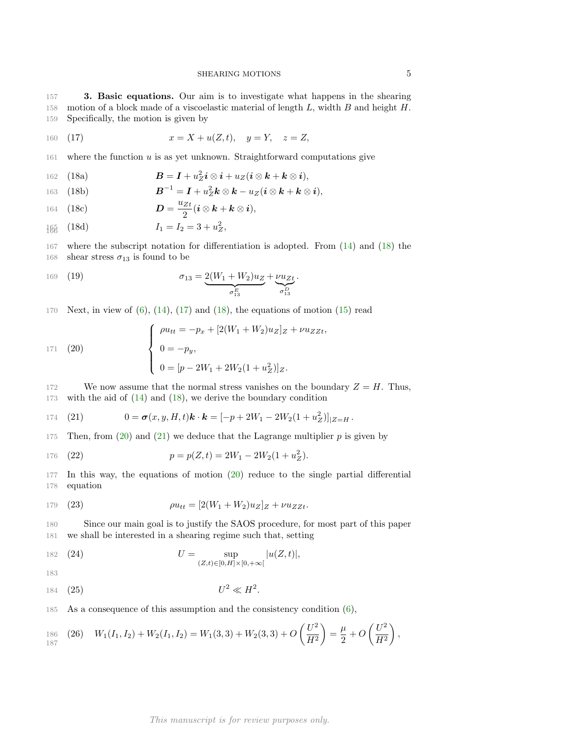**3. Basic equations.** Our aim is to investigate what happens in the shearing motion of a block made of a viscoelastic material of length $L$, width $B$ and height $H$. Specifically, the motion is given by

$$x = X + u(Z,t), \quad y = Y, \quad z = Z, \tag{17}$$

where the function $u$ is as yet unknown. Straightforward computations give

$$\boldsymbol{B} = \boldsymbol{I} + u_Z^2 \boldsymbol{i} \otimes \boldsymbol{i} + u_Z(\boldsymbol{i} \otimes \boldsymbol{k} + \boldsymbol{k} \otimes \boldsymbol{i}), \tag{18a}$$

$$\boldsymbol{B}^{-1} = \boldsymbol{I} + u_Z^2 \boldsymbol{k} \otimes \boldsymbol{k} - u_Z(\boldsymbol{i} \otimes \boldsymbol{k} + \boldsymbol{k} \otimes \boldsymbol{i}), \tag{18b}$$

$$\boldsymbol{D} = \frac{u_{Zt}}{2}(\boldsymbol{i} \otimes \boldsymbol{k} + \boldsymbol{k} \otimes \boldsymbol{i}), \tag{18c}$$

$$I_1 = I_2 = 3 + u_Z^2, \tag{18d}$$

where the subscript notation for differentiation is adopted. From (14) and (18) the shear stress $\sigma_{13}$ is found to be

$$\sigma_{13} = \underbrace{2(W_1 + W_2)u_Z}_{\sigma_{13}^E} + \underbrace{\nu u_{Zt}}_{\sigma_{13}^D}. \tag{19}$$

Next, in view of (6), (14), (17) and (18), the equations of motion (15) read

$$\begin{cases} \rho u_{tt} = -p_x + [2(W_1 + W_2)u_Z]_Z + \nu u_{ZZt}, \\ 0 = -p_y, \\ 0 = [p - 2W_1 + 2W_2(1 + u_Z^2)]_Z. \end{cases} \tag{20}$$

We now assume that the normal stress vanishes on the boundary $Z = H$. Thus, with the aid of (14) and (18), we derive the boundary condition

$$0 = \boldsymbol{\sigma}(x,y,H,t)\boldsymbol{k} \cdot \boldsymbol{k} = [-p + 2W_1 - 2W_2(1 + u_Z^2)]_{|Z=H}. \tag{21}$$

Then, from (20) and (21) we deduce that the Lagrange multiplier $p$ is given by

$$p = p(Z,t) = 2W_1 - 2W_2(1 + u_Z^2). \tag{22}$$

In this way, the equations of motion (20) reduce to the single partial differential equation

$$\rho u_{tt} = [2(W_1 + W_2)u_Z]_Z + \nu u_{ZZt}. \tag{23}$$

Since our main goal is to justify the SAOS procedure, for most part of this paper we shall be interested in a shearing regime such that, setting

$$U = \sup_{(Z,t) \in [0,H] \times [0,+\infty[} |u(Z,t)|, \tag{24}$$

$$U^2 \ll H^2. \tag{25}$$

As a consequence of this assumption and the consistency condition (6),

$$W_1(I_1,I_2) + W_2(I_1,I_2) = W_1(3,3) + W_2(3,3) + O\left(\frac{U^2}{H^2}\right) = \frac{\mu}{2} + O\left(\frac{U^2}{H^2}\right), \tag{26}$$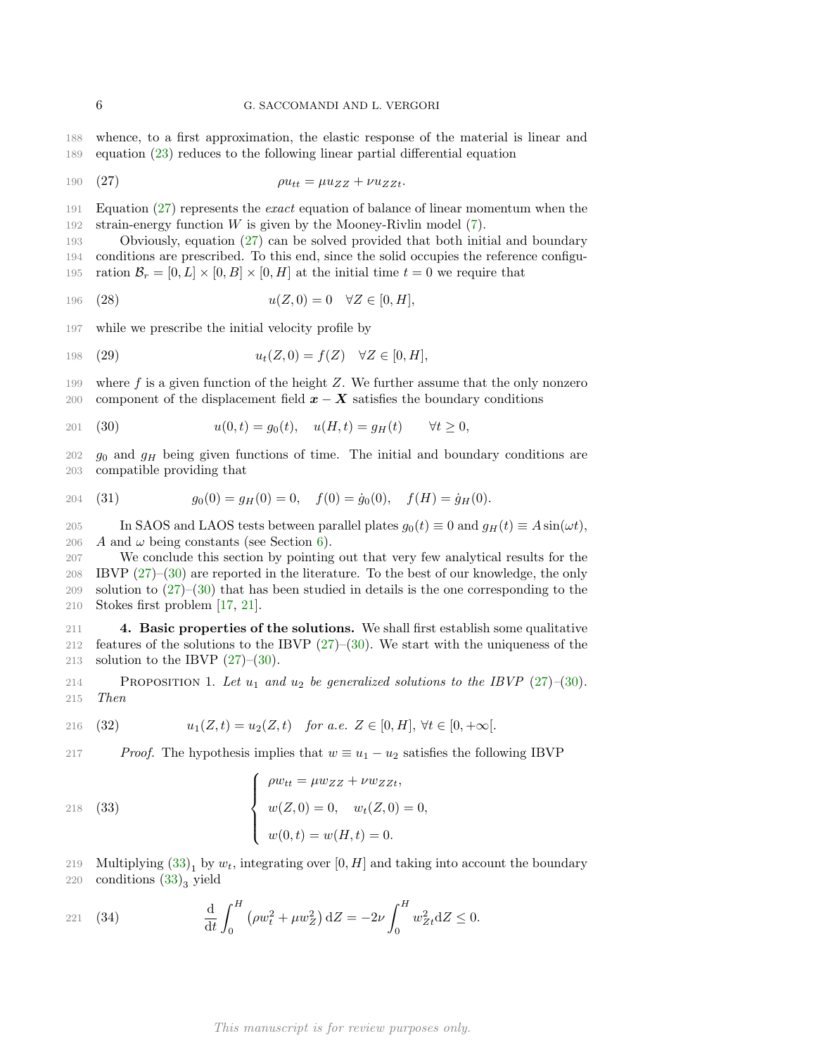whence, to a first approximation, the elastic response of the material is linear and equation (23) reduces to the following linear partial differential equation

$$\rho u_{tt} = \mu u_{ZZ} + \nu u_{ZZt}. \tag{27}$$

Equation (27) represents the *exact* equation of balance of linear momentum when the strain-energy function $W$ is given by the Mooney-Rivlin model (7).

Obviously, equation (27) can be solved provided that both initial and boundary conditions are prescribed. To this end, since the solid occupies the reference configuration $\mathcal{B}_r = [0, L] \times [0, B] \times [0, H]$ at the initial time $t = 0$ we require that

$$u(Z, 0) = 0 \quad \forall Z \in [0, H], \tag{28}$$

while we prescribe the initial velocity profile by

$$u_t(Z, 0) = f(Z) \quad \forall Z \in [0, H], \tag{29}$$

where $f$ is a given function of the height $Z$. We further assume that the only nonzero component of the displacement field $\boldsymbol{x} - \boldsymbol{X}$ satisfies the boundary conditions

$$u(0, t) = g_0(t), \quad u(H, t) = g_H(t) \qquad \forall t \geq 0, \tag{30}$$

$g_0$ and $g_H$ being given functions of time. The initial and boundary conditions are compatible providing that

$$g_0(0) = g_H(0) = 0, \quad f(0) = \dot{g}_0(0), \quad f(H) = \dot{g}_H(0). \tag{31}$$

In SAOS and LAOS tests between parallel plates $g_0(t) \equiv 0$ and $g_H(t) \equiv A \sin(\omega t)$, $A$ and $\omega$ being constants (see Section 6).

We conclude this section by pointing out that very few analytical results for the IBVP (27)–(30) are reported in the literature. To the best of our knowledge, the only solution to (27)–(30) that has been studied in details is the one corresponding to the Stokes first problem [17, 21].

**4. Basic properties of the solutions.** We shall first establish some qualitative features of the solutions to the IBVP (27)–(30). We start with the uniqueness of the solution to the IBVP (27)–(30).

PROPOSITION 1. *Let $u_1$ and $u_2$ be generalized solutions to the IBVP (27)–(30). Then*

$$u_1(Z, t) = u_2(Z, t) \quad \textit{for a.e. } Z \in [0, H],\ \forall t \in [0, +\infty[. \tag{32}$$

*Proof.* The hypothesis implies that $w \equiv u_1 - u_2$ satisfies the following IBVP

$$\begin{cases} \rho w_{tt} = \mu w_{ZZ} + \nu w_{ZZt}, \\ w(Z, 0) = 0, \quad w_t(Z, 0) = 0, \\ w(0, t) = w(H, t) = 0. \end{cases} \tag{33}$$

Multiplying $(33)_1$ by $w_t$, integrating over $[0, H]$ and taking into account the boundary conditions $(33)_3$ yield

$$\frac{\mathrm{d}}{\mathrm{d}t} \int_0^H \left( \rho w_t^2 + \mu w_Z^2 \right) \mathrm{d}Z = -2\nu \int_0^H w_{Zt}^2 \mathrm{d}Z \leq 0. \tag{34}$$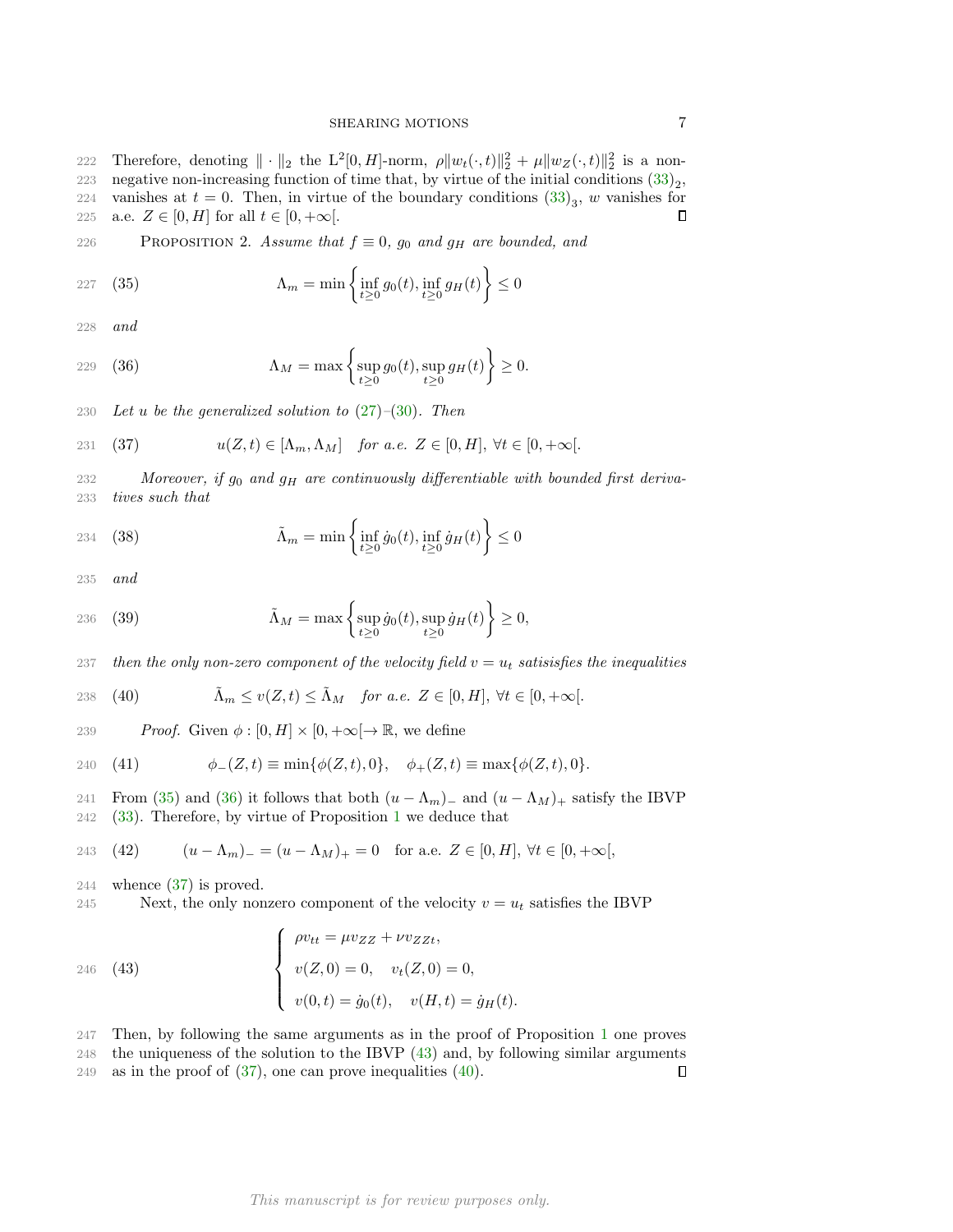Therefore, denoting $\|\cdot\|_2$ the $\mathrm{L}^2[0,H]$-norm, $\rho\|w_t(\cdot,t)\|_2^2 + \mu\|w_Z(\cdot,t)\|_2^2$ is a non-negative non-increasing function of time that, by virtue of the initial conditions $(33)_2$, vanishes at $t = 0$. Then, in virtue of the boundary conditions $(33)_3$, $w$ vanishes for a.e. $Z \in [0,H]$ for all $t \in [0,+\infty[$. ∎

PROPOSITION 2. *Assume that $f \equiv 0$, $g_0$ and $g_H$ are bounded, and*

$$\Lambda_m = \min\left\{\inf_{t\geq 0} g_0(t), \inf_{t\geq 0} g_H(t)\right\} \leq 0 \tag{35}$$

*and*

$$\Lambda_M = \max\left\{\sup_{t\geq 0} g_0(t), \sup_{t\geq 0} g_H(t)\right\} \geq 0. \tag{36}$$

*Let $u$ be the generalized solution to (27)–(30). Then*

$$u(Z,t) \in [\Lambda_m, \Lambda_M] \quad \textit{for a.e. } Z \in [0,H],\ \forall t \in [0,+\infty[. \tag{37}$$

*Moreover, if $g_0$ and $g_H$ are continuously differentiable with bounded first derivatives such that*

$$\tilde{\Lambda}_m = \min\left\{\inf_{t\geq 0} \dot{g}_0(t), \inf_{t\geq 0} \dot{g}_H(t)\right\} \leq 0 \tag{38}$$

*and*

$$\tilde{\Lambda}_M = \max\left\{\sup_{t\geq 0} \dot{g}_0(t), \sup_{t\geq 0} \dot{g}_H(t)\right\} \geq 0, \tag{39}$$

*then the only non-zero component of the velocity field $v = u_t$ satisisfies the inequalities*

$$\tilde{\Lambda}_m \leq v(Z,t) \leq \tilde{\Lambda}_M \quad \textit{for a.e. } Z \in [0,H],\ \forall t \in [0,+\infty[. \tag{40}$$

*Proof.* Given $\phi : [0,H] \times [0,+\infty[ \to \mathbb{R}$, we define

$$\phi_-(Z,t) \equiv \min\{\phi(Z,t), 0\}, \quad \phi_+(Z,t) \equiv \max\{\phi(Z,t), 0\}. \tag{41}$$

From (35) and (36) it follows that both $(u - \Lambda_m)_-$ and $(u - \Lambda_M)_+$ satisfy the IBVP (33). Therefore, by virtue of Proposition 1 we deduce that

$$(u - \Lambda_m)_- = (u - \Lambda_M)_+ = 0 \quad \text{for a.e. } Z \in [0,H],\ \forall t \in [0,+\infty[, \tag{42}$$

whence (37) is proved.

Next, the only nonzero component of the velocity $v = u_t$ satisfies the IBVP

$$\begin{cases} \rho v_{tt} = \mu v_{ZZ} + \nu v_{ZZt}, \\ v(Z,0) = 0, \quad v_t(Z,0) = 0, \\ v(0,t) = \dot{g}_0(t), \quad v(H,t) = \dot{g}_H(t). \end{cases} \tag{43}$$

Then, by following the same arguments as in the proof of Proposition 1 one proves the uniqueness of the solution to the IBVP (43) and, by following similar arguments as in the proof of (37), one can prove inequalities (40). ∎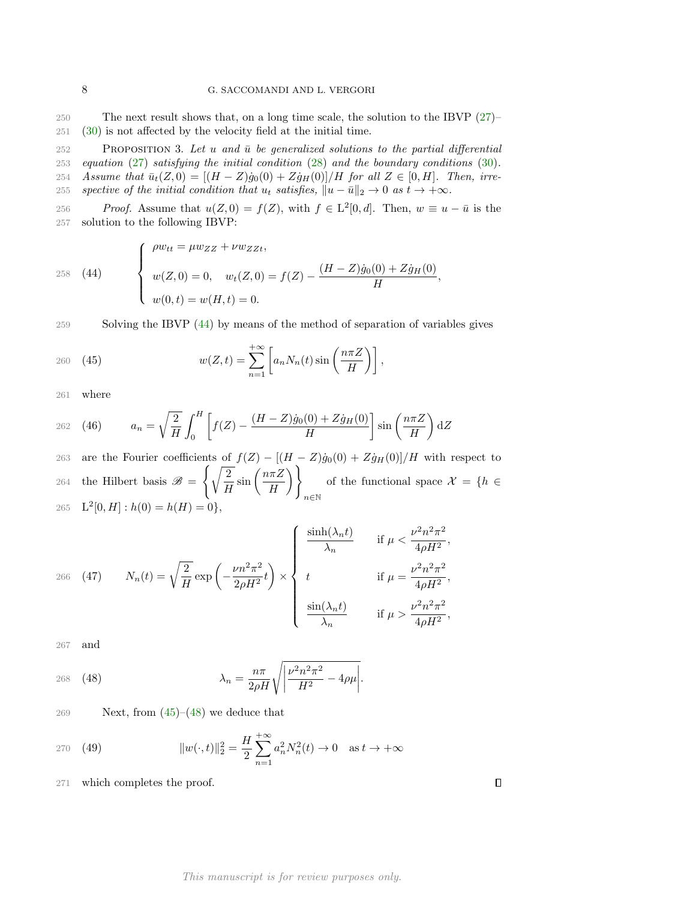The next result shows that, on a long time scale, the solution to the IBVP (27)–(30) is not affected by the velocity field at the initial time.

Proposition 3. *Let $u$ and $\bar{u}$ be generalized solutions to the partial differential equation (27) satisfying the initial condition (28) and the boundary conditions (30). Assume that $\bar{u}_t(Z,0) = [(H-Z)\dot{g}_0(0) + Z\dot{g}_H(0)]/H$ for all $Z \in [0,H]$. Then, irrespective of the initial condition that $u_t$ satisfies, $\|u - \bar{u}\|_2 \to 0$ as $t \to +\infty$.*

*Proof.* Assume that $u(Z,0) = f(Z)$, with $f \in \mathrm{L}^2[0,d]$. Then, $w \equiv u - \bar{u}$ is the solution to the following IBVP:

$$
\left\{
\begin{array}{l}
\rho w_{tt} = \mu w_{ZZ} + \nu w_{ZZt}, \\[2mm]
w(Z,0) = 0, \quad w_t(Z,0) = f(Z) - \dfrac{(H-Z)\dot{g}_0(0) + Z\dot{g}_H(0)}{H}, \\[2mm]
w(0,t) = w(H,t) = 0.
\end{array}
\right.
\tag{44}
$$

Solving the IBVP (44) by means of the method of separation of variables gives

$$
w(Z,t) = \sum_{n=1}^{+\infty} \left[ a_n N_n(t) \sin\left(\frac{n\pi Z}{H}\right)\right],
\tag{45}
$$

where

$$
a_n = \sqrt{\frac{2}{H}} \int_0^H \left[ f(Z) - \frac{(H-Z)\dot{g}_0(0) + Z\dot{g}_H(0)}{H}\right] \sin\left(\frac{n\pi Z}{H}\right) \mathrm{d}Z
\tag{46}
$$

are the Fourier coefficients of $f(Z) - [(H-Z)\dot{g}_0(0) + Z\dot{g}_H(0)]/H$ with respect to the Hilbert basis $\mathscr{B} = \left\{ \sqrt{\dfrac{2}{H}} \sin\left(\dfrac{n\pi Z}{H}\right)\right\}_{n\in\mathbb{N}}$ of the functional space $\mathcal{X} = \{h \in \mathrm{L}^2[0,H] : h(0) = h(H) = 0\}$,

$$
N_n(t) = \sqrt{\frac{2}{H}} \exp\left(-\frac{\nu n^2 \pi^2}{2\rho H^2} t\right) \times
\left\{
\begin{array}{ll}
\dfrac{\sinh(\lambda_n t)}{\lambda_n} & \text{if } \mu < \dfrac{\nu^2 n^2 \pi^2}{4\rho H^2}, \\[3mm]
t & \text{if } \mu = \dfrac{\nu^2 n^2 \pi^2}{4\rho H^2}, \\[3mm]
\dfrac{\sin(\lambda_n t)}{\lambda_n} & \text{if } \mu > \dfrac{\nu^2 n^2 \pi^2}{4\rho H^2},
\end{array}
\right.
\tag{47}
$$

and

$$
\lambda_n = \frac{n\pi}{2\rho H} \sqrt{\left| \frac{\nu^2 n^2 \pi^2}{H^2} - 4\rho\mu \right|}.
\tag{48}
$$

Next, from (45)–(48) we deduce that

$$
\|w(\cdot,t)\|_2^2 = \frac{H}{2} \sum_{n=1}^{+\infty} a_n^2 N_n^2(t) \to 0 \quad \text{as } t \to +\infty
\tag{49}
$$

which completes the proof. $\square$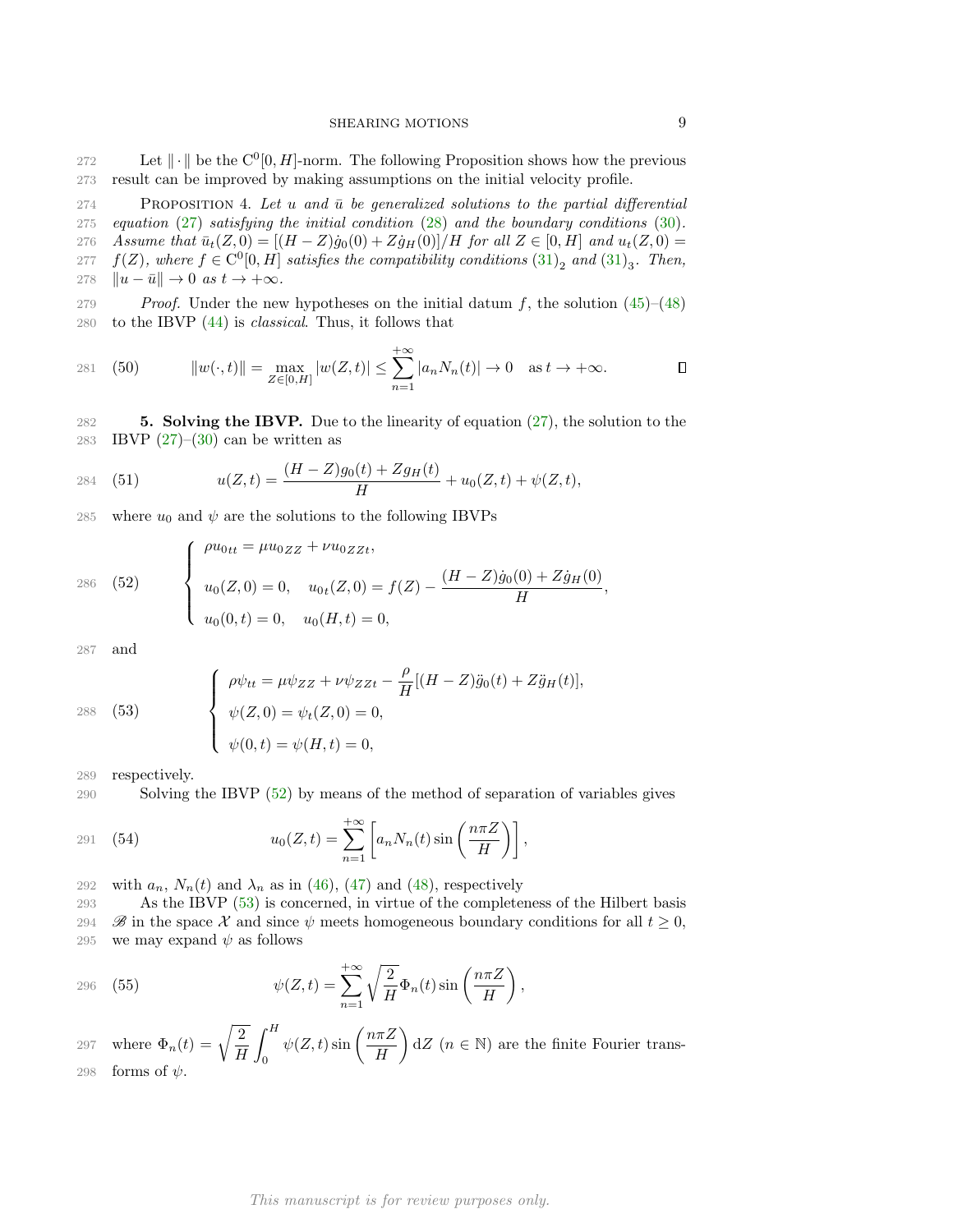Let $\|\cdot\|$ be the $C^0[0,H]$-norm. The following Proposition shows how the previous result can be improved by making assumptions on the initial velocity profile.

Proposition 4. *Let $u$ and $\bar{u}$ be generalized solutions to the partial differential equation (27) satisfying the initial condition (28) and the boundary conditions (30). Assume that $\bar{u}_t(Z,0) = [(H-Z)\dot{g}_0(0) + Z\dot{g}_H(0)]/H$ for all $Z \in [0,H]$ and $u_t(Z,0) = f(Z)$, where $f \in C^0[0,H]$ satisfies the compatibility conditions $(31)_2$ and $(31)_3$. Then, $\|u - \bar{u}\| \to 0$ as $t \to +\infty$.*

*Proof.* Under the new hypotheses on the initial datum $f$, the solution (45)–(48) to the IBVP (44) is *classical*. Thus, it follows that

$$\|w(\cdot,t)\| = \max_{Z\in[0,H]} |w(Z,t)| \leq \sum_{n=1}^{+\infty} |a_n N_n(t)| \to 0 \quad \text{as } t \to +\infty. \tag{50}$$

∎

**5. Solving the IBVP.** Due to the linearity of equation (27), the solution to the IBVP (27)–(30) can be written as

$$u(Z,t) = \frac{(H-Z)g_0(t) + Zg_H(t)}{H} + u_0(Z,t) + \psi(Z,t), \tag{51}$$

where $u_0$ and $\psi$ are the solutions to the following IBVPs

$$\begin{cases} \rho u_{0tt} = \mu u_{0ZZ} + \nu u_{0ZZt}, \\ u_0(Z,0) = 0, \quad u_{0t}(Z,0) = f(Z) - \dfrac{(H-Z)\dot{g}_0(0) + Z\dot{g}_H(0)}{H}, \\ u_0(0,t) = 0, \quad u_0(H,t) = 0, \end{cases} \tag{52}$$

and

$$\begin{cases} \rho \psi_{tt} = \mu \psi_{ZZ} + \nu \psi_{ZZt} - \dfrac{\rho}{H}[(H-Z)\ddot{g}_0(t) + Z\ddot{g}_H(t)], \\ \psi(Z,0) = \psi_t(Z,0) = 0, \\ \psi(0,t) = \psi(H,t) = 0, \end{cases} \tag{53}$$

respectively.

Solving the IBVP (52) by means of the method of separation of variables gives

$$u_0(Z,t) = \sum_{n=1}^{+\infty} \left[ a_n N_n(t) \sin\left(\frac{n\pi Z}{H}\right) \right], \tag{54}$$

with $a_n$, $N_n(t)$ and $\lambda_n$ as in (46), (47) and (48), respectively

As the IBVP (53) is concerned, in virtue of the completeness of the Hilbert basis $\mathscr{B}$ in the space $\mathcal{X}$ and since $\psi$ meets homogeneous boundary conditions for all $t \geq 0$, we may expand $\psi$ as follows

$$\psi(Z,t) = \sum_{n=1}^{+\infty} \sqrt{\frac{2}{H}} \Phi_n(t) \sin\left(\frac{n\pi Z}{H}\right), \tag{55}$$

where $\Phi_n(t) = \sqrt{\dfrac{2}{H}} \displaystyle\int_0^H \psi(Z,t) \sin\left(\frac{n\pi Z}{H}\right) \mathrm{d}Z$ ($n \in \mathbb{N}$) are the finite Fourier transforms of $\psi$.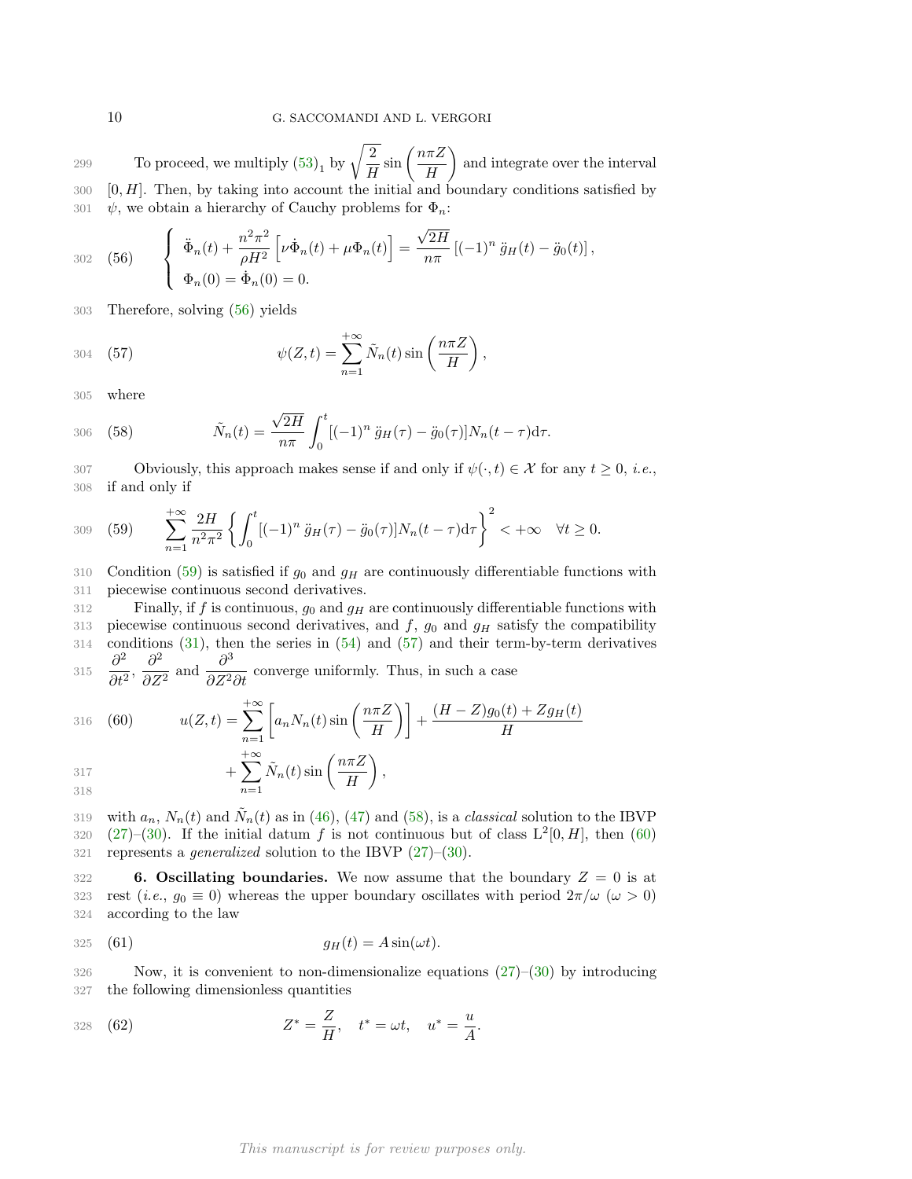To proceed, we multiply $(53)_1$ by $\sqrt{\dfrac{2}{H}}\sin\left(\dfrac{n\pi Z}{H}\right)$ and integrate over the interval $[0, H]$. Then, by taking into account the initial and boundary conditions satisfied by $\psi$, we obtain a hierarchy of Cauchy problems for $\Phi_n$:

$$
\left\{
\begin{array}{l}
\ddot{\Phi}_n(t) + \dfrac{n^2\pi^2}{\rho H^2}\left[\nu\dot{\Phi}_n(t) + \mu\Phi_n(t)\right] = \dfrac{\sqrt{2H}}{n\pi}\left[(-1)^n\,\ddot{g}_H(t) - \ddot{g}_0(t)\right], \\
\Phi_n(0) = \dot{\Phi}_n(0) = 0.
\end{array}
\right.
\tag{56}
$$

Therefore, solving (56) yields

$$
\psi(Z,t) = \sum_{n=1}^{+\infty} \tilde{N}_n(t)\sin\left(\frac{n\pi Z}{H}\right),
\tag{57}
$$

where

$$
\tilde{N}_n(t) = \frac{\sqrt{2H}}{n\pi}\int_0^t [(-1)^n\,\ddot{g}_H(\tau) - \ddot{g}_0(\tau)]N_n(t-\tau)\mathrm{d}\tau.
\tag{58}
$$

Obviously, this approach makes sense if and only if $\psi(\cdot,t) \in \mathcal{X}$ for any $t \geq 0$, *i.e.*, if and only if

$$
\sum_{n=1}^{+\infty} \frac{2H}{n^2\pi^2}\left\{\int_0^t [(-1)^n\,\ddot{g}_H(\tau) - \ddot{g}_0(\tau)]N_n(t-\tau)\mathrm{d}\tau\right\}^2 < +\infty \quad \forall t \geq 0.
\tag{59}
$$

Condition (59) is satisfied if $g_0$ and $g_H$ are continuously differentiable functions with piecewise continuous second derivatives.

Finally, if $f$ is continuous, $g_0$ and $g_H$ are continuously differentiable functions with piecewise continuous second derivatives, and $f$, $g_0$ and $g_H$ satisfy the compatibility conditions (31), then the series in (54) and (57) and their term-by-term derivatives $\dfrac{\partial^2}{\partial t^2}$, $\dfrac{\partial^2}{\partial Z^2}$ and $\dfrac{\partial^3}{\partial Z^2 \partial t}$ converge uniformly. Thus, in such a case

$$
\begin{aligned}
u(Z,t) = {} & \sum_{n=1}^{+\infty}\left[a_n N_n(t)\sin\left(\frac{n\pi Z}{H}\right)\right] + \frac{(H-Z)g_0(t) + Zg_H(t)}{H} \\
& + \sum_{n=1}^{+\infty} \tilde{N}_n(t)\sin\left(\frac{n\pi Z}{H}\right),
\end{aligned}
\tag{60}
$$

with $a_n$, $N_n(t)$ and $\tilde{N}_n(t)$ as in (46), (47) and (58), is a *classical* solution to the IBVP (27)–(30). If the initial datum $f$ is not continuous but of class $\mathrm{L}^2[0, H]$, then (60) represents a *generalized* solution to the IBVP (27)–(30).

**6. Oscillating boundaries.** We now assume that the boundary $Z = 0$ is at rest (*i.e.*, $g_0 \equiv 0$) whereas the upper boundary oscillates with period $2\pi/\omega$ ($\omega > 0$) according to the law

$$
g_H(t) = A\sin(\omega t).
\tag{61}
$$

Now, it is convenient to non-dimensionalize equations (27)–(30) by introducing the following dimensionless quantities

$$
Z^* = \frac{Z}{H}, \quad t^* = \omega t, \quad u^* = \frac{u}{A}.
\tag{62}
$$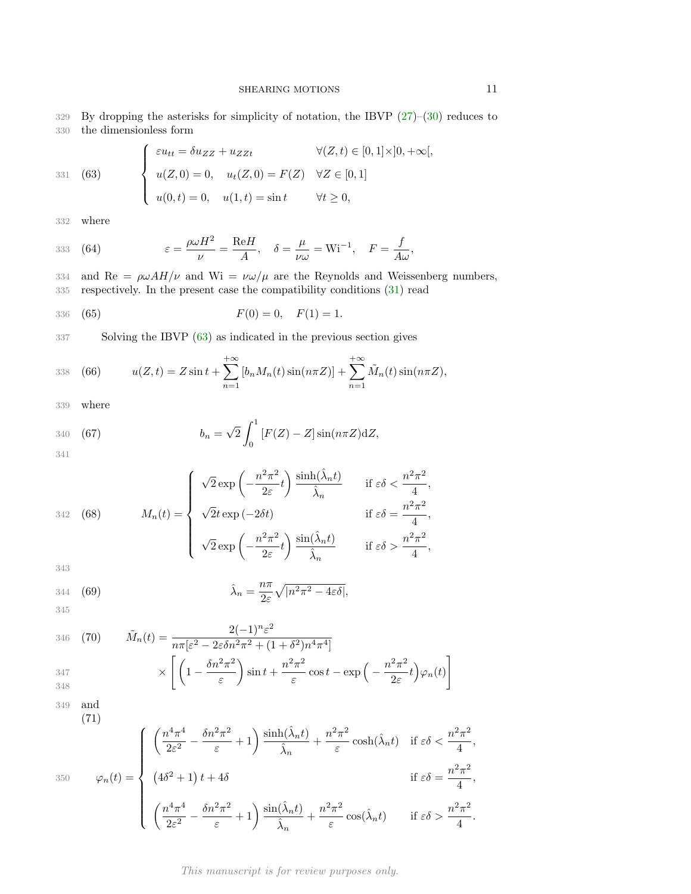By dropping the asterisks for simplicity of notation, the IBVP (27)–(30) reduces to the dimensionless form

$$
\begin{cases}
\varepsilon u_{tt} = \delta u_{ZZ} + u_{ZZt} & \forall (Z,t) \in [0,1] \times ]0,+\infty[, \\
u(Z,0) = 0, \quad u_t(Z,0) = F(Z) & \forall Z \in [0,1] \\
u(0,t) = 0, \quad u(1,t) = \sin t & \forall t \geq 0,
\end{cases}
\tag{63}
$$

where

$$
\varepsilon = \frac{\rho \omega H^2}{\nu} = \frac{\mathrm{Re} H}{A}, \quad \delta = \frac{\mu}{\nu \omega} = \mathrm{Wi}^{-1}, \quad F = \frac{f}{A\omega},
\tag{64}
$$

and $\mathrm{Re} = \rho \omega A H/\nu$ and $\mathrm{Wi} = \nu\omega/\mu$ are the Reynolds and Weissenberg numbers, respectively. In the present case the compatibility conditions (31) read

$$
F(0) = 0, \quad F(1) = 1.
\tag{65}
$$

Solving the IBVP (63) as indicated in the previous section gives

$$
u(Z,t) = Z \sin t + \sum_{n=1}^{+\infty} [b_n M_n(t) \sin(n\pi Z)] + \sum_{n=1}^{+\infty} \tilde{M}_n(t) \sin(n\pi Z),
\tag{66}
$$

where

$$
b_n = \sqrt{2} \int_0^1 [F(Z) - Z] \sin(n\pi Z) \mathrm{d}Z,
\tag{67}
$$

$$
M_n(t) = \begin{cases}
\sqrt{2} \exp\left(-\dfrac{n^2\pi^2}{2\varepsilon} t\right) \dfrac{\sinh(\hat{\lambda}_n t)}{\hat{\lambda}_n} & \text{if } \varepsilon\delta < \dfrac{n^2\pi^2}{4}, \\
\sqrt{2} t \exp(-2\delta t) & \text{if } \varepsilon\delta = \dfrac{n^2\pi^2}{4}, \\
\sqrt{2} \exp\left(-\dfrac{n^2\pi^2}{2\varepsilon} t\right) \dfrac{\sin(\hat{\lambda}_n t)}{\hat{\lambda}_n} & \text{if } \varepsilon\delta > \dfrac{n^2\pi^2}{4},
\end{cases}
\tag{68}
$$

$$
\hat{\lambda}_n = \frac{n\pi}{2\varepsilon} \sqrt{|n^2\pi^2 - 4\varepsilon\delta|},
\tag{69}
$$

$$
\tilde{M}_n(t) = \frac{2(-1)^n \varepsilon^2}{n\pi[\varepsilon^2 - 2\varepsilon\delta n^2\pi^2 + (1+\delta^2) n^4\pi^4]}
\times \left[ \left(1 - \frac{\delta n^2 \pi^2}{\varepsilon}\right) \sin t + \frac{n^2\pi^2}{\varepsilon} \cos t - \exp\Big(-\frac{n^2\pi^2}{2\varepsilon} t\Big) \varphi_n(t) \right]
\tag{70}
$$

and

$$
\varphi_n(t) = \begin{cases}
\left(\dfrac{n^4\pi^4}{2\varepsilon^2} - \dfrac{\delta n^2\pi^2}{\varepsilon} + 1\right) \dfrac{\sinh(\hat{\lambda}_n t)}{\hat{\lambda}_n} + \dfrac{n^2\pi^2}{\varepsilon} \cosh(\hat{\lambda}_n t) & \text{if } \varepsilon\delta < \dfrac{n^2\pi^2}{4}, \\
\left(4\delta^2 + 1\right) t + 4\delta & \text{if } \varepsilon\delta = \dfrac{n^2\pi^2}{4}, \\
\left(\dfrac{n^4\pi^4}{2\varepsilon^2} - \dfrac{\delta n^2\pi^2}{\varepsilon} + 1\right) \dfrac{\sin(\hat{\lambda}_n t)}{\hat{\lambda}_n} + \dfrac{n^2\pi^2}{\varepsilon} \cos(\hat{\lambda}_n t) & \text{if } \varepsilon\delta > \dfrac{n^2\pi^2}{4}.
\end{cases}
\tag{71}
$$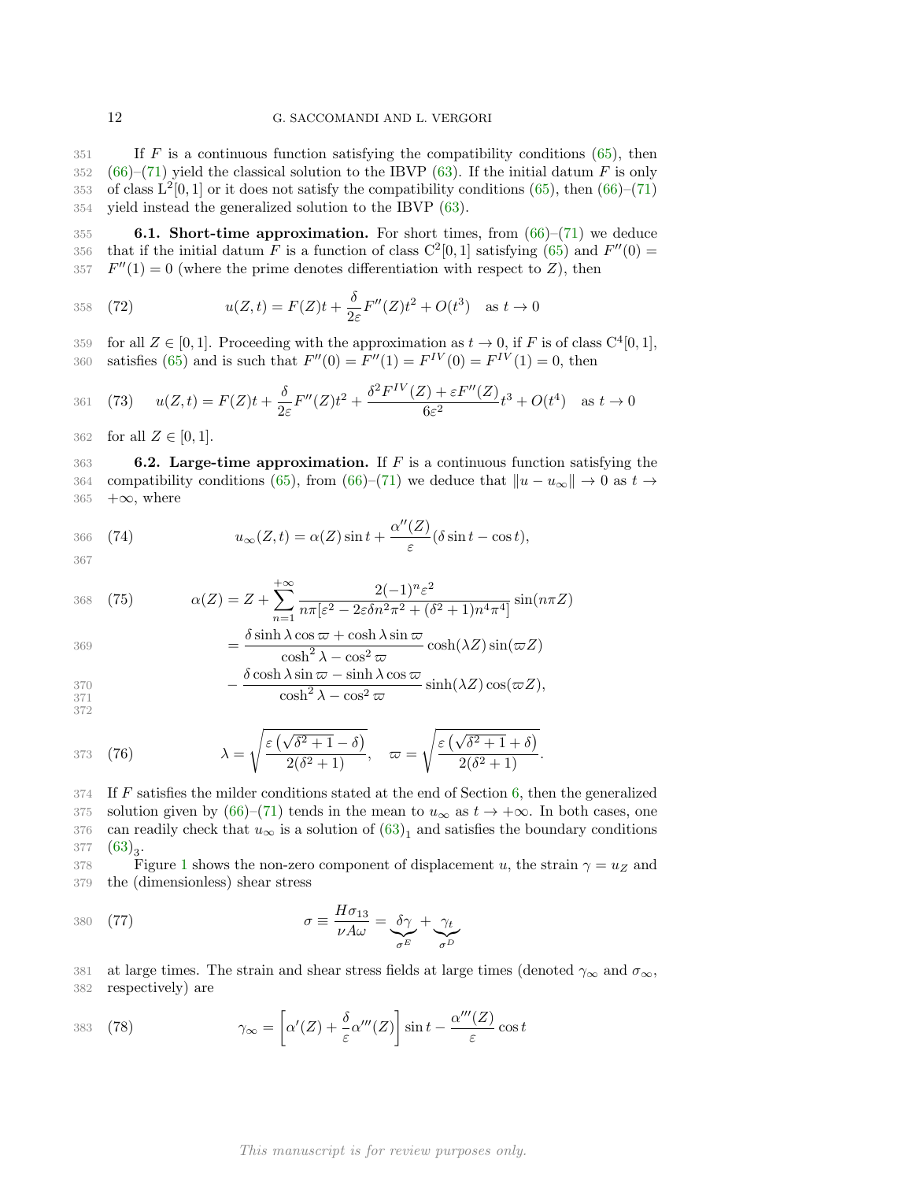If $F$ is a continuous function satisfying the compatibility conditions (65), then (66)–(71) yield the classical solution to the IBVP (63). If the initial datum $F$ is only of class $L^2[0,1]$ or it does not satisfy the compatibility conditions (65), then (66)–(71) yield instead the generalized solution to the IBVP (63).

**6.1. Short-time approximation.** For short times, from (66)–(71) we deduce that if the initial datum $F$ is a function of class $C^2[0,1]$ satisfying (65) and $F''(0) = F''(1) = 0$ (where the prime denotes differentiation with respect to $Z$), then

$$u(Z,t) = F(Z)t + \frac{\delta}{2\varepsilon}F''(Z)t^2 + O(t^3) \quad \text{as } t \to 0 \tag{72}$$

for all $Z \in [0,1]$. Proceeding with the approximation as $t \to 0$, if $F$ is of class $C^4[0,1]$, satisfies (65) and is such that $F''(0) = F''(1) = F^{IV}(0) = F^{IV}(1) = 0$, then

$$u(Z,t) = F(Z)t + \frac{\delta}{2\varepsilon}F''(Z)t^2 + \frac{\delta^2 F^{IV}(Z) + \varepsilon F''(Z)}{6\varepsilon^2}t^3 + O(t^4) \quad \text{as } t \to 0 \tag{73}$$

for all $Z \in [0,1]$.

**6.2. Large-time approximation.** If $F$ is a continuous function satisfying the compatibility conditions (65), from (66)–(71) we deduce that $\|u - u_\infty\| \to 0$ as $t \to +\infty$, where

$$u_\infty(Z,t) = \alpha(Z)\sin t + \frac{\alpha''(Z)}{\varepsilon}(\delta \sin t - \cos t), \tag{74}$$

$$\begin{aligned}
\alpha(Z) &= Z + \sum_{n=1}^{+\infty} \frac{2(-1)^n \varepsilon^2}{n\pi[\varepsilon^2 - 2\varepsilon\delta n^2\pi^2 + (\delta^2+1)n^4\pi^4]}\sin(n\pi Z) \\
&= \frac{\delta \sinh\lambda \cos\varpi + \cosh\lambda \sin\varpi}{\cosh^2\lambda - \cos^2\varpi}\cosh(\lambda Z)\sin(\varpi Z) \\
&\quad - \frac{\delta \cosh\lambda \sin\varpi - \sinh\lambda \cos\varpi}{\cosh^2\lambda - \cos^2\varpi}\sinh(\lambda Z)\cos(\varpi Z),
\end{aligned} \tag{75}$$

$$\lambda = \sqrt{\frac{\varepsilon\left(\sqrt{\delta^2+1} - \delta\right)}{2(\delta^2+1)}}, \quad \varpi = \sqrt{\frac{\varepsilon\left(\sqrt{\delta^2+1} + \delta\right)}{2(\delta^2+1)}}. \tag{76}$$

If $F$ satisfies the milder conditions stated at the end of Section 6, then the generalized solution given by (66)–(71) tends in the mean to $u_\infty$ as $t \to +\infty$. In both cases, one can readily check that $u_\infty$ is a solution of $(63)_1$ and satisfies the boundary conditions $(63)_3$.

Figure 1 shows the non-zero component of displacement $u$, the strain $\gamma = u_Z$ and the (dimensionless) shear stress

$$\sigma \equiv \frac{H\sigma_{13}}{\nu A \omega} = \underbrace{\delta\gamma}_{\sigma^E} + \underbrace{\gamma_t}_{\sigma^D} \tag{77}$$

at large times. The strain and shear stress fields at large times (denoted $\gamma_\infty$ and $\sigma_\infty$, respectively) are

$$\gamma_\infty = \left[\alpha'(Z) + \frac{\delta}{\varepsilon}\alpha'''(Z)\right]\sin t - \frac{\alpha'''(Z)}{\varepsilon}\cos t \tag{78}$$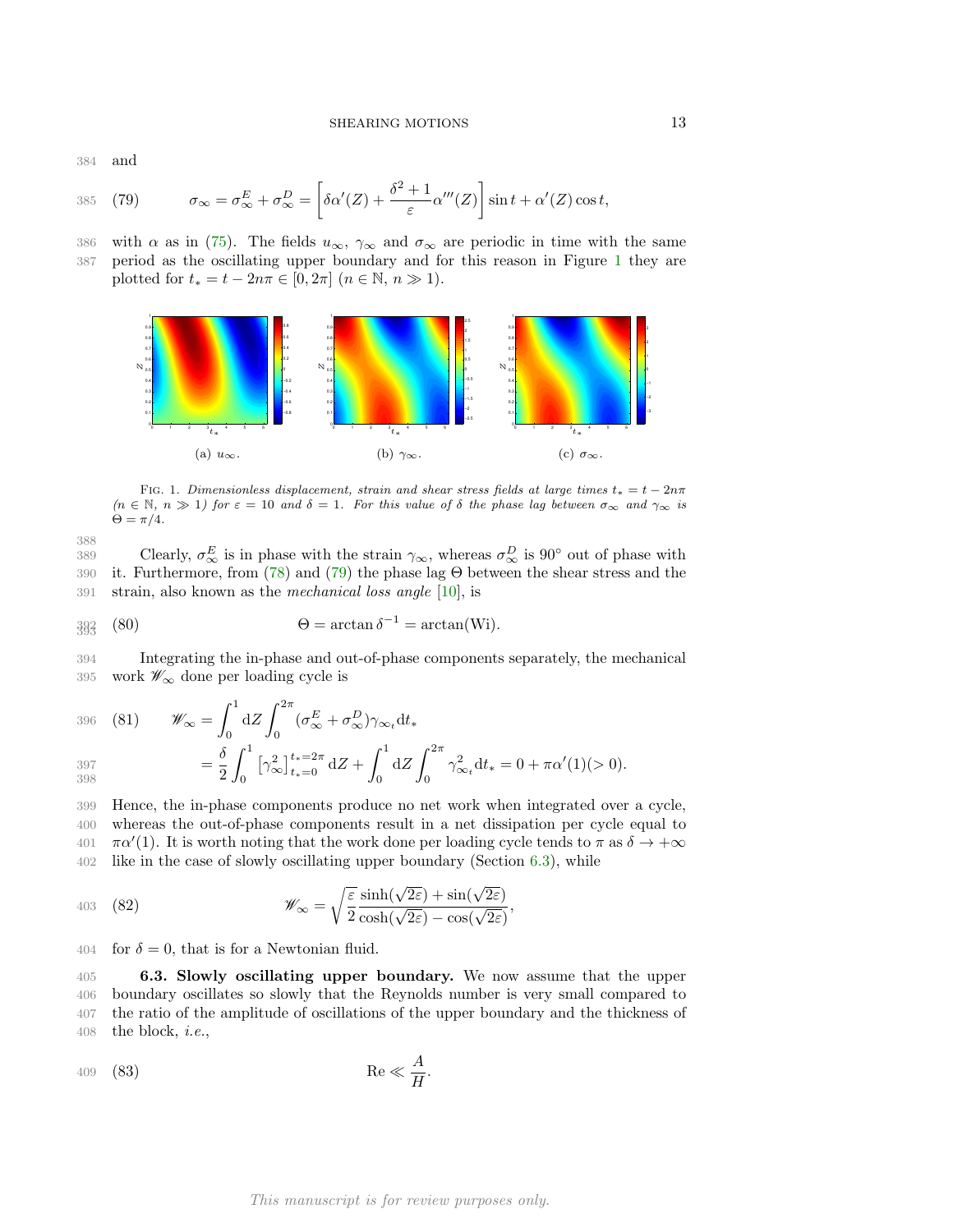and

$$\sigma_\infty = \sigma_\infty^E + \sigma_\infty^D = \left[\delta\alpha'(Z) + \frac{\delta^2+1}{\varepsilon}\alpha'''(Z)\right]\sin t + \alpha'(Z)\cos t, \tag{79}$$

with $\alpha$ as in (75). The fields $u_\infty$, $\gamma_\infty$ and $\sigma_\infty$ are periodic in time with the same period as the oscillating upper boundary and for this reason in Figure 1 they are plotted for $t_* = t - 2n\pi \in [0, 2\pi]$ ($n \in \mathbb{N}$, $n \gg 1$).

(a) $u_\infty$. (b) $\gamma_\infty$. (c) $\sigma_\infty$.

Fig. 1. *Dimensionless displacement, strain and shear stress fields at large times $t_* = t - 2n\pi$ ($n \in \mathbb{N}$, $n \gg 1$) for $\varepsilon = 10$ and $\delta = 1$. For this value of $\delta$ the phase lag between $\sigma_\infty$ and $\gamma_\infty$ is $\Theta = \pi/4$.*

Clearly, $\sigma_\infty^E$ is in phase with the strain $\gamma_\infty$, whereas $\sigma_\infty^D$ is 90° out of phase with it. Furthermore, from (78) and (79) the phase lag $\Theta$ between the shear stress and the strain, also known as the *mechanical loss angle* [10], is

$$\Theta = \arctan\delta^{-1} = \arctan(\mathrm{Wi}). \tag{80}$$

Integrating the in-phase and out-of-phase components separately, the mechanical work $\mathscr{W}_\infty$ done per loading cycle is

$$\begin{aligned} \mathscr{W}_\infty &= \int_0^1 \mathrm{d}Z \int_0^{2\pi} (\sigma_\infty^E + \sigma_\infty^D)\gamma_{\infty_t}\mathrm{d}t_* \\ &= \frac{\delta}{2}\int_0^1 \left[\gamma_\infty^2\right]_{t_*=0}^{t_*=2\pi}\mathrm{d}Z + \int_0^1 \mathrm{d}Z \int_0^{2\pi} \gamma_{\infty_t}^2\mathrm{d}t_* = 0 + \pi\alpha'(1)(>0). \end{aligned} \tag{81}$$

Hence, the in-phase components produce no net work when integrated over a cycle, whereas the out-of-phase components result in a net dissipation per cycle equal to $\pi\alpha'(1)$. It is worth noting that the work done per loading cycle tends to $\pi$ as $\delta \to +\infty$ like in the case of slowly oscillating upper boundary (Section 6.3), while

$$\mathscr{W}_\infty = \sqrt{\frac{\varepsilon}{2}}\frac{\sinh(\sqrt{2\varepsilon}) + \sin(\sqrt{2\varepsilon})}{\cosh(\sqrt{2\varepsilon}) - \cos(\sqrt{2\varepsilon})}, \tag{82}$$

for $\delta = 0$, that is for a Newtonian fluid.

### 6.3. Slowly oscillating upper boundary.

We now assume that the upper boundary oscillates so slowly that the Reynolds number is very small compared to the ratio of the amplitude of oscillations of the upper boundary and the thickness of the block, *i.e.*,

$$\mathrm{Re} \ll \frac{A}{H}. \tag{83}$$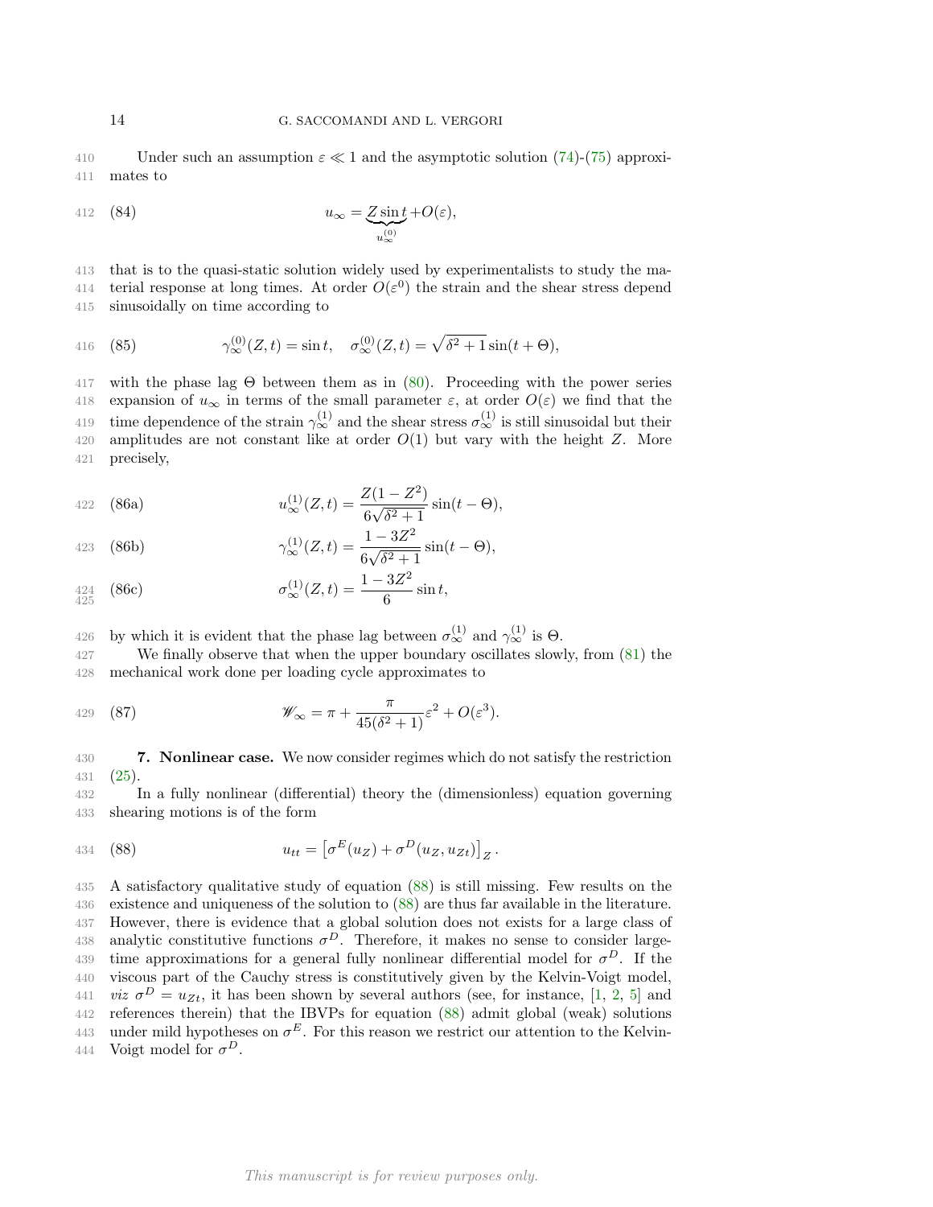Under such an assumption $\varepsilon \ll 1$ and the asymptotic solution (74)-(75) approximates to

$$u_\infty = \underbrace{Z \sin t}_{u_\infty^{(0)}} + O(\varepsilon), \tag{84}$$

that is to the quasi-static solution widely used by experimentalists to study the material response at long times. At order $O(\varepsilon^0)$ the strain and the shear stress depend sinusoidally on time according to

$$\gamma_\infty^{(0)}(Z,t) = \sin t, \quad \sigma_\infty^{(0)}(Z,t) = \sqrt{\delta^2+1}\sin(t+\Theta), \tag{85}$$

with the phase lag $\Theta$ between them as in (80). Proceeding with the power series expansion of $u_\infty$ in terms of the small parameter $\varepsilon$, at order $O(\varepsilon)$ we find that the time dependence of the strain $\gamma_\infty^{(1)}$ and the shear stress $\sigma_\infty^{(1)}$ is still sinusoidal but their amplitudes are not constant like at order $O(1)$ but vary with the height $Z$. More precisely,

$$u_\infty^{(1)}(Z,t) = \frac{Z(1-Z^2)}{6\sqrt{\delta^2+1}}\sin(t-\Theta), \tag{86a}$$

$$\gamma_\infty^{(1)}(Z,t) = \frac{1-3Z^2}{6\sqrt{\delta^2+1}}\sin(t-\Theta), \tag{86b}$$

$$\sigma_\infty^{(1)}(Z,t) = \frac{1-3Z^2}{6}\sin t, \tag{86c}$$

by which it is evident that the phase lag between $\sigma_\infty^{(1)}$ and $\gamma_\infty^{(1)}$ is $\Theta$.

We finally observe that when the upper boundary oscillates slowly, from (81) the mechanical work done per loading cycle approximates to

$$\mathscr{W}_\infty = \pi + \frac{\pi}{45(\delta^2+1)}\varepsilon^2 + O(\varepsilon^3). \tag{87}$$

**7. Nonlinear case.** We now consider regimes which do not satisfy the restriction (25).

In a fully nonlinear (differential) theory the (dimensionless) equation governing shearing motions is of the form

$$u_{tt} = \left[\sigma^E(u_Z) + \sigma^D(u_Z, u_{Zt})\right]_Z. \tag{88}$$

A satisfactory qualitative study of equation (88) is still missing. Few results on the existence and uniqueness of the solution to (88) are thus far available in the literature. However, there is evidence that a global solution does not exists for a large class of analytic constitutive functions $\sigma^D$. Therefore, it makes no sense to consider large-time approximations for a general fully nonlinear differential model for $\sigma^D$. If the viscous part of the Cauchy stress is constitutively given by the Kelvin-Voigt model, *viz* $\sigma^D = u_{Zt}$, it has been shown by several authors (see, for instance, [1, 2, 5] and references therein) that the IBVPs for equation (88) admit global (weak) solutions under mild hypotheses on $\sigma^E$. For this reason we restrict our attention to the Kelvin-Voigt model for $\sigma^D$.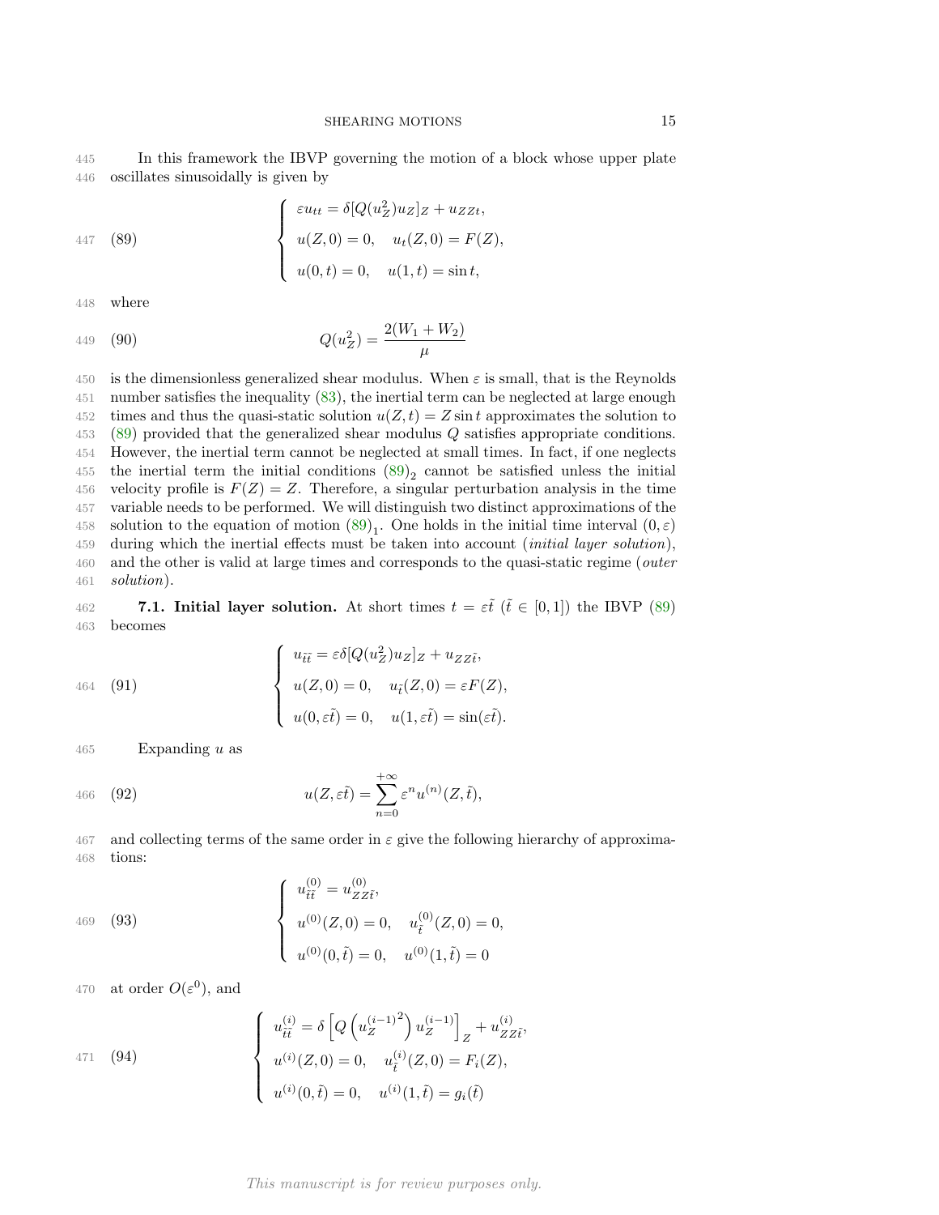In this framework the IBVP governing the motion of a block whose upper plate oscillates sinusoidally is given by

$$
\text{(89)} \qquad \begin{cases} \varepsilon u_{tt} = \delta[Q(u_Z^2)u_Z]_Z + u_{ZZt}, \\ u(Z,0) = 0, \quad u_t(Z,0) = F(Z), \\ u(0,t) = 0, \quad u(1,t) = \sin t, \end{cases}
$$

where

$$
\text{(90)} \qquad Q(u_Z^2) = \frac{2(W_1 + W_2)}{\mu}
$$

is the dimensionless generalized shear modulus. When $\varepsilon$ is small, that is the Reynolds number satisfies the inequality (83), the inertial term can be neglected at large enough times and thus the quasi-static solution $u(Z,t) = Z \sin t$ approximates the solution to (89) provided that the generalized shear modulus $Q$ satisfies appropriate conditions. However, the inertial term cannot be neglected at small times. In fact, if one neglects the inertial term the initial conditions $(89)_2$ cannot be satisfied unless the initial velocity profile is $F(Z) = Z$. Therefore, a singular perturbation analysis in the time variable needs to be performed. We will distinguish two distinct approximations of the solution to the equation of motion $(89)_1$. One holds in the initial time interval $(0,\varepsilon)$ during which the inertial effects must be taken into account (*initial layer solution*), and the other is valid at large times and corresponds to the quasi-static regime (*outer solution*).

**7.1. Initial layer solution.** At short times $t = \varepsilon\tilde{t}$ ($\tilde{t} \in [0,1]$) the IBVP (89) becomes

$$
\text{(91)} \qquad \begin{cases} u_{\tilde{t}\tilde{t}} = \varepsilon\delta[Q(u_Z^2)u_Z]_Z + u_{ZZ\tilde{t}}, \\ u(Z,0) = 0, \quad u_{\tilde{t}}(Z,0) = \varepsilon F(Z), \\ u(0,\varepsilon\tilde{t}) = 0, \quad u(1,\varepsilon\tilde{t}) = \sin(\varepsilon\tilde{t}). \end{cases}
$$

Expanding $u$ as

$$
\text{(92)} \qquad u(Z,\varepsilon\tilde{t}) = \sum_{n=0}^{+\infty} \varepsilon^n u^{(n)}(Z,\tilde{t}),
$$

and collecting terms of the same order in $\varepsilon$ give the following hierarchy of approximations:

$$
\text{(93)} \qquad \begin{cases} u^{(0)}_{\tilde{t}\tilde{t}} = u^{(0)}_{ZZ\tilde{t}}, \\ u^{(0)}(Z,0) = 0, \quad u^{(0)}_{\tilde{t}}(Z,0) = 0, \\ u^{(0)}(0,\tilde{t}) = 0, \quad u^{(0)}(1,\tilde{t}) = 0 \end{cases}
$$

at order $O(\varepsilon^0)$, and

$$
\text{(94)} \qquad \begin{cases} u^{(i)}_{\tilde{t}\tilde{t}} = \delta\left[Q\left({u_Z^{(i-1)}}^2\right)u_Z^{(i-1)}\right]_Z + u^{(i)}_{ZZ\tilde{t}}, \\ u^{(i)}(Z,0) = 0, \quad u^{(i)}_{\tilde{t}}(Z,0) = F_i(Z), \\ u^{(i)}(0,\tilde{t}) = 0, \quad u^{(i)}(1,\tilde{t}) = g_i(\tilde{t}) \end{cases}
$$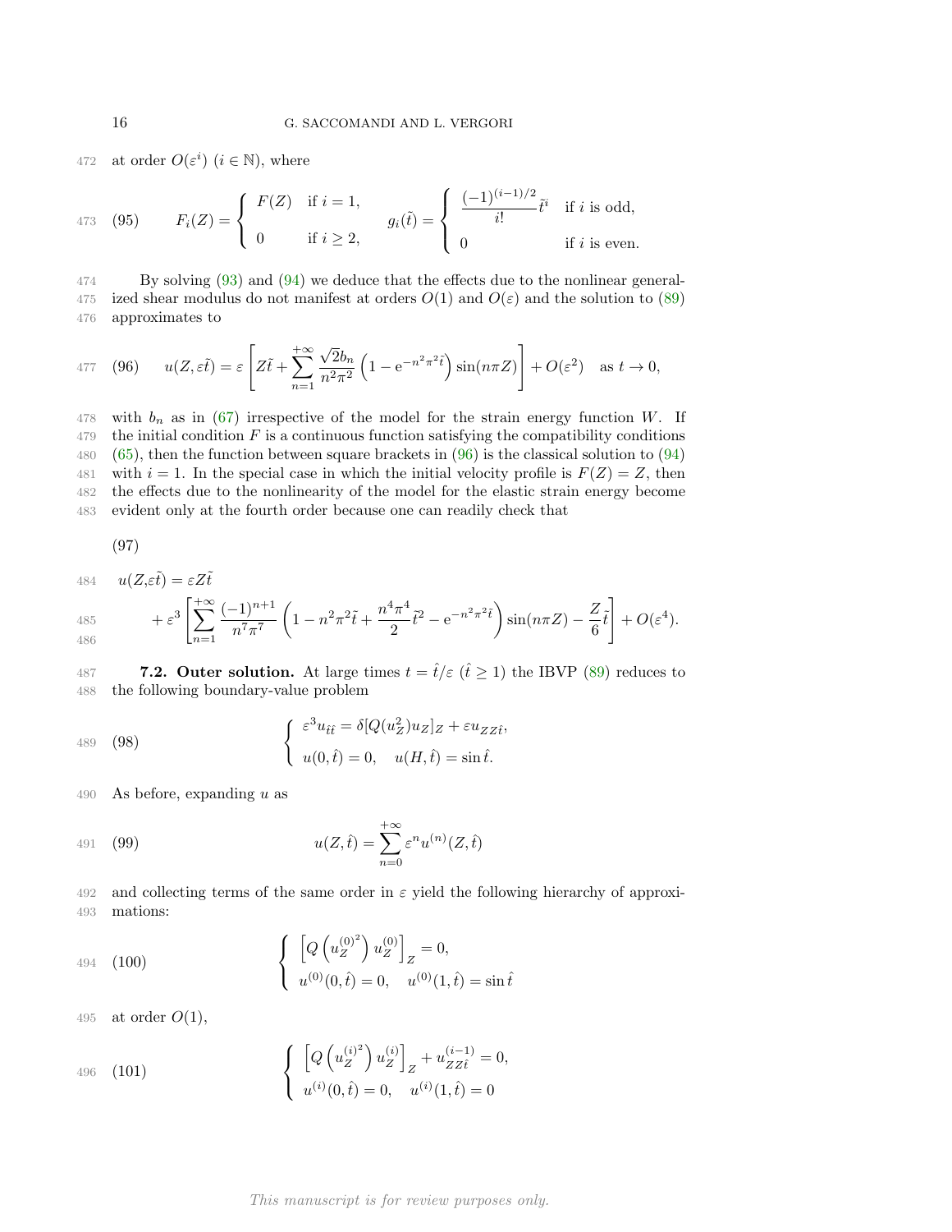at order $O(\varepsilon^i)$ ($i \in \mathbb{N}$), where

$$F_i(Z) = \begin{cases} F(Z) & \text{if } i = 1, \\ 0 & \text{if } i \geq 2, \end{cases} \qquad g_i(\tilde{t}) = \begin{cases} \dfrac{(-1)^{(i-1)/2}}{i!}\tilde{t}^i & \text{if } i \text{ is odd,} \\ 0 & \text{if } i \text{ is even.} \end{cases} \tag{95}$$

By solving (93) and (94) we deduce that the effects due to the nonlinear generalized shear modulus do not manifest at orders $O(1)$ and $O(\varepsilon)$ and the solution to (89) approximates to

$$u(Z, \varepsilon\tilde{t}) = \varepsilon\left[Z\tilde{t} + \sum_{n=1}^{+\infty} \frac{\sqrt{2}b_n}{n^2\pi^2}\left(1 - \mathrm{e}^{-n^2\pi^2\tilde{t}}\right)\sin(n\pi Z)\right] + O(\varepsilon^2) \quad \text{as } t \to 0, \tag{96}$$

with $b_n$ as in (67) irrespective of the model for the strain energy function $W$. If the initial condition $F$ is a continuous function satisfying the compatibility conditions (65), then the function between square brackets in (96) is the classical solution to (94) with $i = 1$. In the special case in which the initial velocity profile is $F(Z) = Z$, then the effects due to the nonlinearity of the model for the elastic strain energy become evident only at the fourth order because one can readily check that

$$\begin{aligned} u(Z,\varepsilon\tilde{t}) &= \varepsilon Z\tilde{t} \\ &+ \varepsilon^3\left[\sum_{n=1}^{+\infty}\frac{(-1)^{n+1}}{n^7\pi^7}\left(1 - n^2\pi^2\tilde{t} + \frac{n^4\pi^4}{2}\tilde{t}^2 - \mathrm{e}^{-n^2\pi^2\tilde{t}}\right)\sin(n\pi Z) - \frac{Z}{6}\tilde{t}\right] + O(\varepsilon^4). \end{aligned} \tag{97}$$

**7.2. Outer solution.** At large times $t = \hat{t}/\varepsilon$ ($\hat{t} \geq 1$) the IBVP (89) reduces to the following boundary-value problem

$$\begin{cases} \varepsilon^3 u_{\hat{t}\hat{t}} = \delta[Q(u_Z^2)u_Z]_Z + \varepsilon u_{ZZ\hat{t}}, \\ u(0,\hat{t}) = 0, \quad u(H,\hat{t}) = \sin\hat{t}. \end{cases} \tag{98}$$

As before, expanding $u$ as

$$u(Z,\hat{t}) = \sum_{n=0}^{+\infty} \varepsilon^n u^{(n)}(Z,\hat{t}) \tag{99}$$

and collecting terms of the same order in $\varepsilon$ yield the following hierarchy of approximations:

$$\begin{cases} \left[Q\left(u_Z^{(0)^2}\right)u_Z^{(0)}\right]_Z = 0, \\ u^{(0)}(0,\hat{t}) = 0, \quad u^{(0)}(1,\hat{t}) = \sin\hat{t} \end{cases} \tag{100}$$

at order $O(1)$,

$$\begin{cases} \left[Q\left(u_Z^{(i)^2}\right)u_Z^{(i)}\right]_Z + u_{ZZ\hat{t}}^{(i-1)} = 0, \\ u^{(i)}(0,\hat{t}) = 0, \quad u^{(i)}(1,\hat{t}) = 0 \end{cases} \tag{101}$$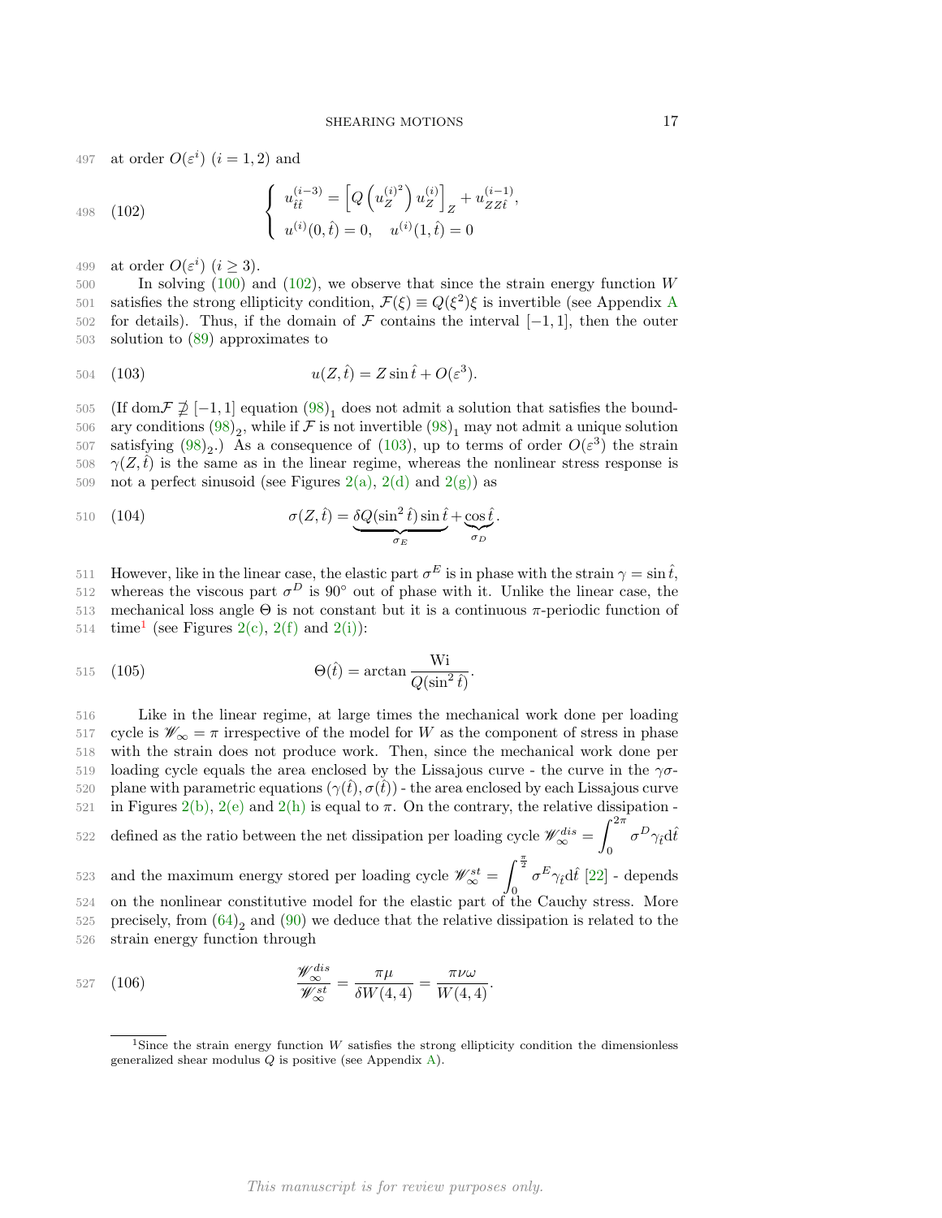at order $O(\varepsilon^i)$ $(i = 1, 2)$ and

$$\left\{ \begin{array}{l} u^{(i-3)}_{\hat{t}\hat{t}} = \left[ Q\left( u^{(i)^2}_Z \right) u^{(i)}_Z \right]_Z + u^{(i-1)}_{ZZ\hat{t}}, \\ u^{(i)}(0, \hat{t}) = 0, \quad u^{(i)}(1, \hat{t}) = 0 \end{array} \right. \tag{102}$$

at order $O(\varepsilon^i)$ $(i \geq 3)$.

In solving (100) and (102), we observe that since the strain energy function $W$ satisfies the strong ellipticity condition, $\mathcal{F}(\xi) \equiv Q(\xi^2)\xi$ is invertible (see Appendix A for details). Thus, if the domain of $\mathcal{F}$ contains the interval $[-1, 1]$, then the outer solution to (89) approximates to

$$u(Z, \hat{t}) = Z \sin \hat{t} + O(\varepsilon^3). \tag{103}$$

(If $\mathrm{dom}\mathcal{F} \not\supseteq [-1, 1]$ equation $(98)_1$ does not admit a solution that satisfies the boundary conditions $(98)_2$, while if $\mathcal{F}$ is not invertible $(98)_1$ may not admit a unique solution satisfying $(98)_2$.) As a consequence of (103), up to terms of order $O(\varepsilon^3)$ the strain $\gamma(Z, \hat{t})$ is the same as in the linear regime, whereas the nonlinear stress response is not a perfect sinusoid (see Figures 2(a), 2(d) and 2(g)) as

$$\sigma(Z, \hat{t}) = \underbrace{\delta Q(\sin^2 \hat{t}) \sin \hat{t}}_{\sigma_E} + \underbrace{\cos \hat{t}}_{\sigma_D}. \tag{104}$$

However, like in the linear case, the elastic part $\sigma^E$ is in phase with the strain $\gamma = \sin \hat{t}$, whereas the viscous part $\sigma^D$ is $90^\circ$ out of phase with it. Unlike the linear case, the mechanical loss angle $\Theta$ is not constant but it is a continuous $\pi$-periodic function of time[1] (see Figures 2(c), 2(f) and 2(i)):

$$\Theta(\hat{t}) = \arctan \frac{\mathrm{Wi}}{Q(\sin^2 \hat{t})}. \tag{105}$$

Like in the linear regime, at large times the mechanical work done per loading cycle is $\mathscr{W}_\infty = \pi$ irrespective of the model for $W$ as the component of stress in phase with the strain does not produce work. Then, since the mechanical work done per loading cycle equals the area enclosed by the Lissajous curve - the curve in the $\gamma\sigma$-plane with parametric equations $(\gamma(\hat{t}), \sigma(\hat{t}))$ - the area enclosed by each Lissajous curve in Figures 2(b), 2(e) and 2(h) is equal to $\pi$. On the contrary, the relative dissipation - defined as the ratio between the net dissipation per loading cycle $\mathscr{W}^{dis}_\infty = \int_0^{2\pi} \sigma^D \gamma_{\hat{t}} \mathrm{d}\hat{t}$ and the maximum energy stored per loading cycle $\mathscr{W}^{st}_\infty = \int_0^{\frac{\pi}{2}} \sigma^E \gamma_{\hat{t}} \mathrm{d}\hat{t}$ [22] - depends on the nonlinear constitutive model for the elastic part of the Cauchy stress. More precisely, from $(64)_2$ and (90) we deduce that the relative dissipation is related to the strain energy function through

$$\frac{\mathscr{W}^{dis}_\infty}{\mathscr{W}^{st}_\infty} = \frac{\pi \mu}{\delta W(4, 4)} = \frac{\pi \nu \omega}{W(4, 4)}. \tag{106}$$

[1] Since the strain energy function $W$ satisfies the strong ellipticity condition the dimensionless generalized shear modulus $Q$ is positive (see Appendix A).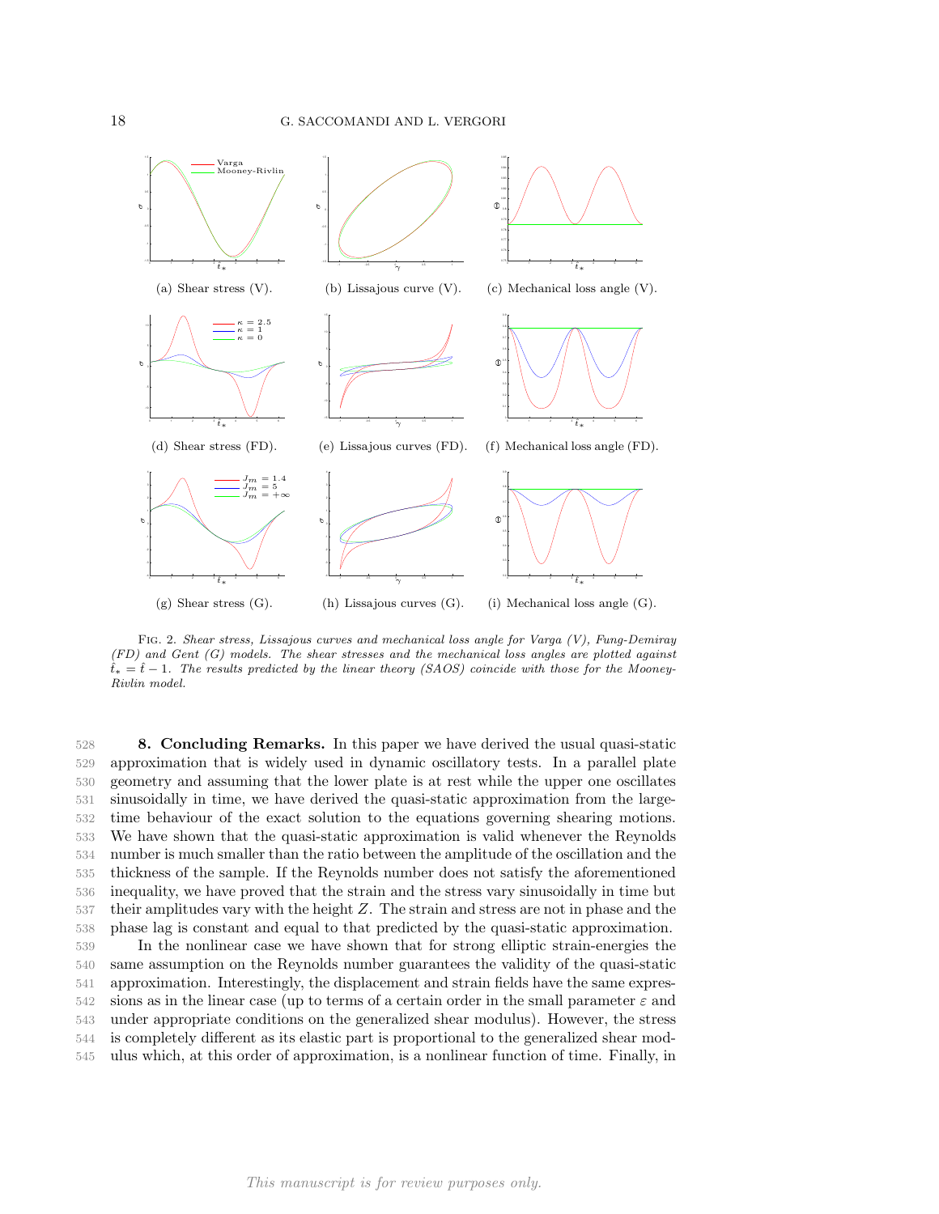(a) Shear stress (V). (b) Lissajous curve (V). (c) Mechanical loss angle (V).

(d) Shear stress (FD). (e) Lissajous curves (FD). (f) Mechanical loss angle (FD).

(g) Shear stress (G). (h) Lissajous curves (G). (i) Mechanical loss angle (G).

Fig. 2. *Shear stress, Lissajous curves and mechanical loss angle for Varga (V), Fung-Demiray (FD) and Gent (G) models. The shear stresses and the mechanical loss angles are plotted against $\hat{t}_* = \hat{t} - 1$. The results predicted by the linear theory (SAOS) coincide with those for the Mooney-Rivlin model.*

**8. Concluding Remarks.** In this paper we have derived the usual quasi-static approximation that is widely used in dynamic oscillatory tests. In a parallel plate geometry and assuming that the lower plate is at rest while the upper one oscillates sinusoidally in time, we have derived the quasi-static approximation from the large-time behaviour of the exact solution to the equations governing shearing motions. We have shown that the quasi-static approximation is valid whenever the Reynolds number is much smaller than the ratio between the amplitude of the oscillation and the thickness of the sample. If the Reynolds number does not satisfy the aforementioned inequality, we have proved that the strain and the stress vary sinusoidally in time but their amplitudes vary with the height $Z$. The strain and stress are not in phase and the phase lag is constant and equal to that predicted by the quasi-static approximation.

In the nonlinear case we have shown that for strong elliptic strain-energies the same assumption on the Reynolds number guarantees the validity of the quasi-static approximation. Interestingly, the displacement and strain fields have the same expressions as in the linear case (up to terms of a certain order in the small parameter $\varepsilon$ and under appropriate conditions on the generalized shear modulus). However, the stress is completely different as its elastic part is proportional to the generalized shear modulus which, at this order of approximation, is a nonlinear function of time. Finally, in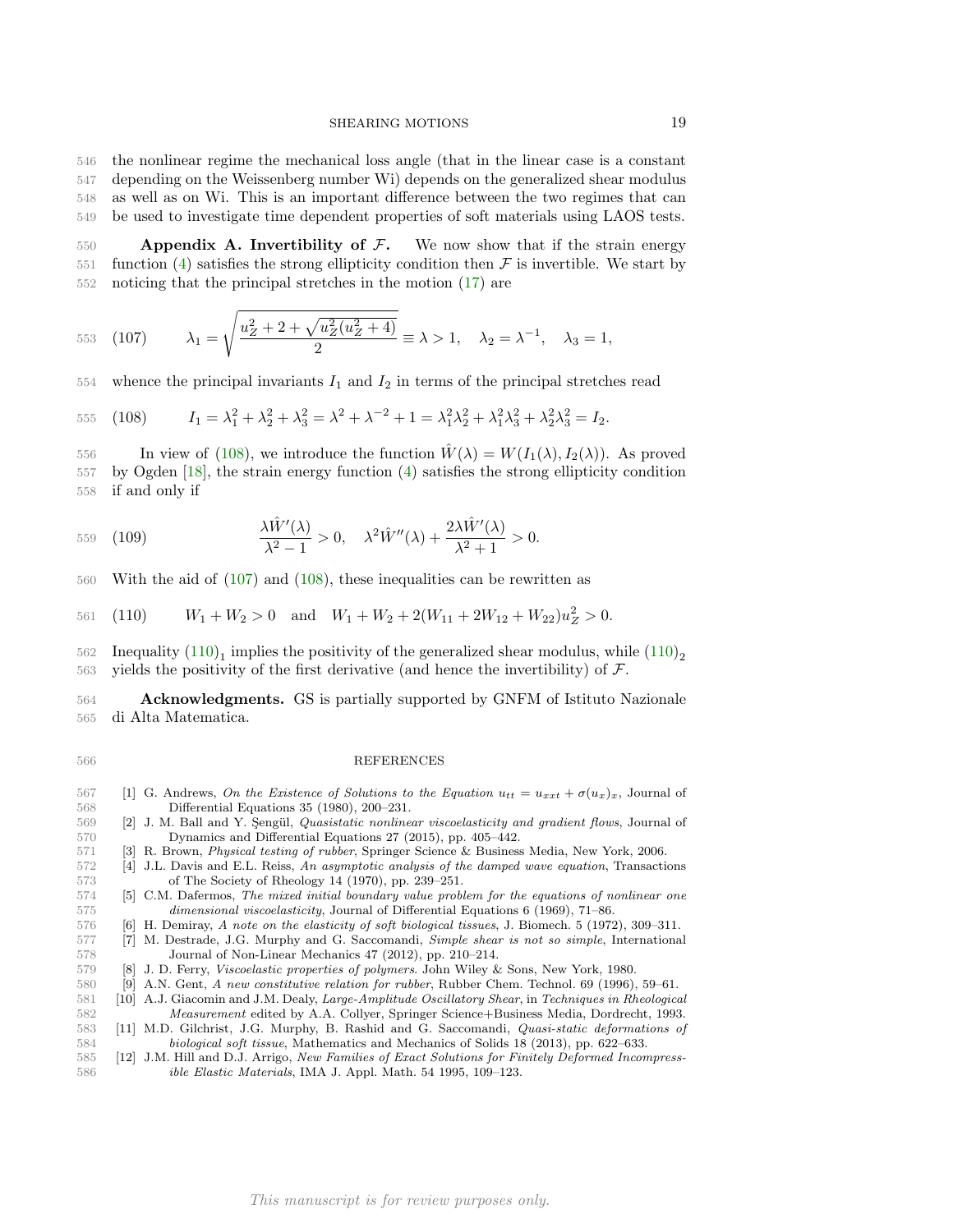the nonlinear regime the mechanical loss angle (that in the linear case is a constant depending on the Weissenberg number Wi) depends on the generalized shear modulus as well as on Wi. This is an important difference between the two regimes that can be used to investigate time dependent properties of soft materials using LAOS tests.

**Appendix A. Invertibility of $\mathcal{F}$.** We now show that if the strain energy function (4) satisfies the strong ellipticity condition then $\mathcal{F}$ is invertible. We start by noticing that the principal stretches in the motion (17) are

$$\lambda_1 = \sqrt{\frac{u_Z^2 + 2 + \sqrt{u_Z^2(u_Z^2+4)}}{2}} \equiv \lambda > 1, \quad \lambda_2 = \lambda^{-1}, \quad \lambda_3 = 1, \tag{107}$$

whence the principal invariants $I_1$ and $I_2$ in terms of the principal stretches read

$$I_1 = \lambda_1^2 + \lambda_2^2 + \lambda_3^2 = \lambda^2 + \lambda^{-2} + 1 = \lambda_1^2\lambda_2^2 + \lambda_1^2\lambda_3^2 + \lambda_2^2\lambda_3^2 = I_2. \tag{108}$$

In view of (108), we introduce the function $\hat{W}(\lambda) = W(I_1(\lambda), I_2(\lambda))$. As proved by Ogden [18], the strain energy function (4) satisfies the strong ellipticity condition if and only if

$$\frac{\lambda \hat{W}'(\lambda)}{\lambda^2 - 1} > 0, \quad \lambda^2 \hat{W}''(\lambda) + \frac{2\lambda \hat{W}'(\lambda)}{\lambda^2 + 1} > 0. \tag{109}$$

With the aid of (107) and (108), these inequalities can be rewritten as

$$W_1 + W_2 > 0 \quad \text{and} \quad W_1 + W_2 + 2(W_{11} + 2W_{12} + W_{22})u_Z^2 > 0. \tag{110}$$

Inequality $(110)_1$ implies the positivity of the generalized shear modulus, while $(110)_2$ yields the positivity of the first derivative (and hence the invertibility) of $\mathcal{F}$.

**Acknowledgments.** GS is partially supported by GNFM of Istituto Nazionale di Alta Matematica.

## REFERENCES

[1] G. Andrews, *On the Existence of Solutions to the Equation $u_{tt} = u_{xxt} + \sigma(u_x)_x$*, Journal of Differential Equations 35 (1980), 200–231.

[2] J. M. Ball and Y. Şengül, *Quasistatic nonlinear viscoelasticity and gradient flows*, Journal of Dynamics and Differential Equations 27 (2015), pp. 405–442.

[3] R. Brown, *Physical testing of rubber*, Springer Science & Business Media, New York, 2006.

[4] J.L. Davis and E.L. Reiss, *An asymptotic analysis of the damped wave equation*, Transactions of The Society of Rheology 14 (1970), pp. 239–251.

[5] C.M. Dafermos, *The mixed initial boundary value problem for the equations of nonlinear one dimensional viscoelasticity*, Journal of Differential Equations 6 (1969), 71–86.

[6] H. Demiray, *A note on the elasticity of soft biological tissues*, J. Biomech. 5 (1972), 309–311.

[7] M. Destrade, J.G. Murphy and G. Saccomandi, *Simple shear is not so simple*, International Journal of Non-Linear Mechanics 47 (2012), pp. 210–214.

[8] J. D. Ferry, *Viscoelastic properties of polymers*. John Wiley & Sons, New York, 1980.

[9] A.N. Gent, *A new constitutive relation for rubber*, Rubber Chem. Technol. 69 (1996), 59–61.

[10] A.J. Giacomin and J.M. Dealy, *Large-Amplitude Oscillatory Shear*, in *Techniques in Rheological Measurement* edited by A.A. Collyer, Springer Science+Business Media, Dordrecht, 1993.

[11] M.D. Gilchrist, J.G. Murphy, B. Rashid and G. Saccomandi, *Quasi-static deformations of biological soft tissue*, Mathematics and Mechanics of Solids 18 (2013), pp. 622–633.

[12] J.M. Hill and D.J. Arrigo, *New Families of Exact Solutions for Finitely Deformed Incompressible Elastic Materials*, IMA J. Appl. Math. 54 1995, 109–123.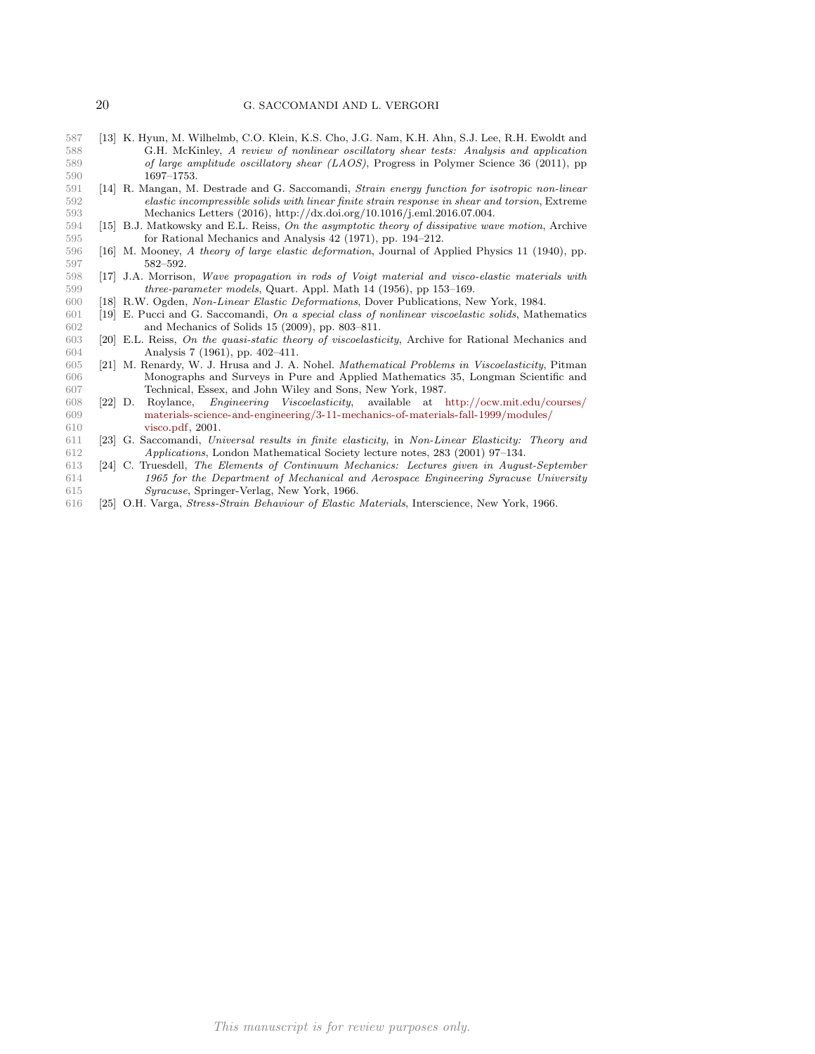[13] K. Hyun, M. Wilhelmb, C.O. Klein, K.S. Cho, J.G. Nam, K.H. Ahn, S.J. Lee, R.H. Ewoldt and G.H. McKinley, *A review of nonlinear oscillatory shear tests: Analysis and application of large amplitude oscillatory shear (LAOS)*, Progress in Polymer Science 36 (2011), pp 1697–1753.

[14] R. Mangan, M. Destrade and G. Saccomandi, *Strain energy function for isotropic non-linear elastic incompressible solids with linear finite strain response in shear and torsion*, Extreme Mechanics Letters (2016), http://dx.doi.org/10.1016/j.eml.2016.07.004.

[15] B.J. Matkowsky and E.L. Reiss, *On the asymptotic theory of dissipative wave motion*, Archive for Rational Mechanics and Analysis 42 (1971), pp. 194–212.

[16] M. Mooney, *A theory of large elastic deformation*, Journal of Applied Physics 11 (1940), pp. 582–592.

[17] J.A. Morrison, *Wave propagation in rods of Voigt material and visco-elastic materials with three-parameter models*, Quart. Appl. Math 14 (1956), pp 153–169.

[18] R.W. Ogden, *Non-Linear Elastic Deformations*, Dover Publications, New York, 1984.

[19] E. Pucci and G. Saccomandi, *On a special class of nonlinear viscoelastic solids*, Mathematics and Mechanics of Solids 15 (2009), pp. 803–811.

[20] E.L. Reiss, *On the quasi-static theory of viscoelasticity*, Archive for Rational Mechanics and Analysis 7 (1961), pp. 402–411.

[21] M. Renardy, W. J. Hrusa and J. A. Nohel. *Mathematical Problems in Viscoelasticity*, Pitman Monographs and Surveys in Pure and Applied Mathematics 35, Longman Scientific and Technical, Essex, and John Wiley and Sons, New York, 1987.

[22] D. Roylance, *Engineering Viscoelasticity*, available at http://ocw.mit.edu/courses/materials-science-and-engineering/3-11-mechanics-of-materials-fall-1999/modules/visco.pdf, 2001.

[23] G. Saccomandi, *Universal results in finite elasticity*, in *Non-Linear Elasticity: Theory and Applications*, London Mathematical Society lecture notes, 283 (2001) 97–134.

[24] C. Truesdell, *The Elements of Continuum Mechanics: Lectures given in August-September 1965 for the Department of Mechanical and Aerospace Engineering Syracuse University Syracuse*, Springer-Verlag, New York, 1966.

[25] O.H. Varga, *Stress-Strain Behaviour of Elastic Materials*, Interscience, New York, 1966.